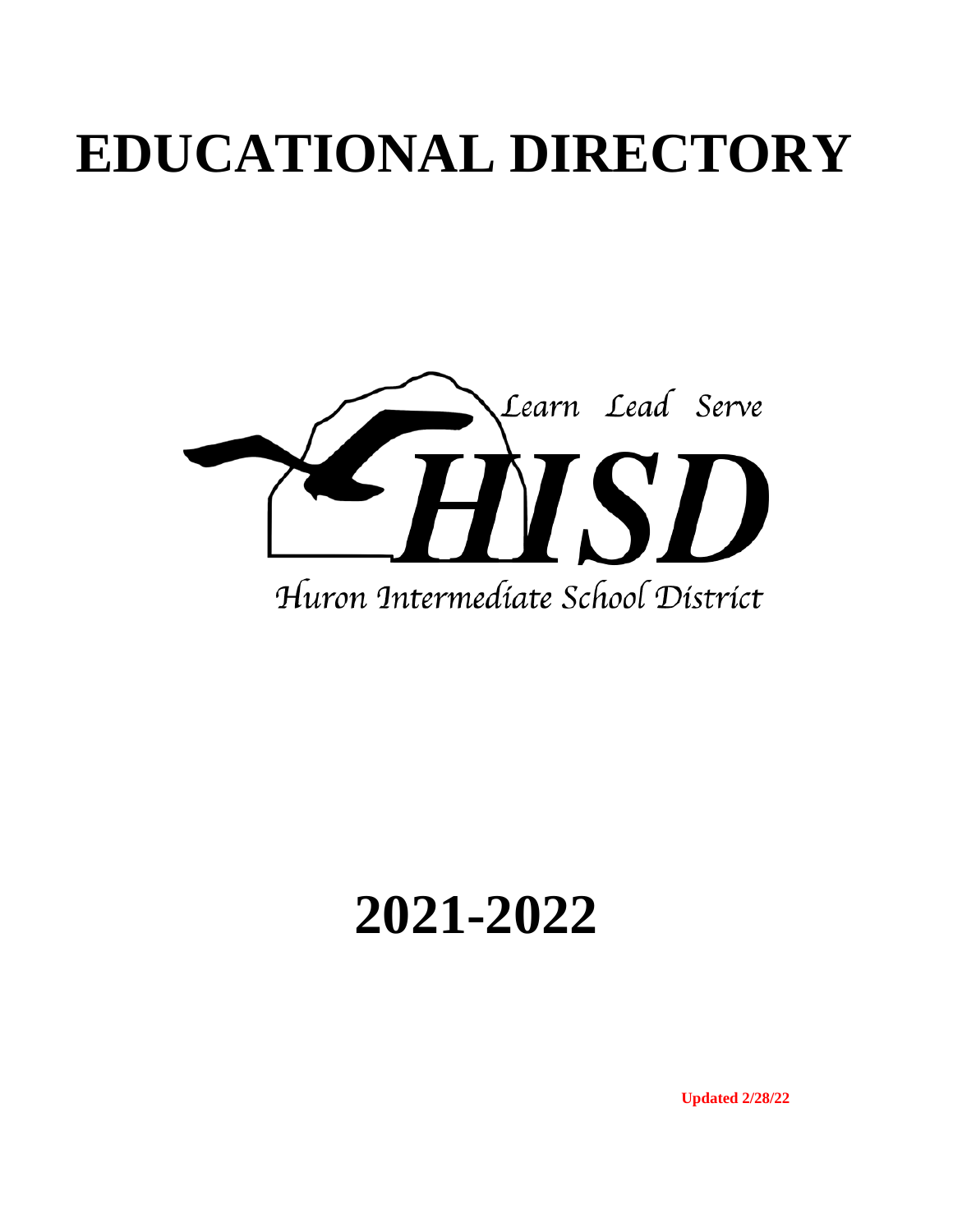# EDUCATIONAL DIRECTORY

Learn Lead Serve

HISD

Huron Intermediate School District

# 2021-2022

**Updated 2/28/22**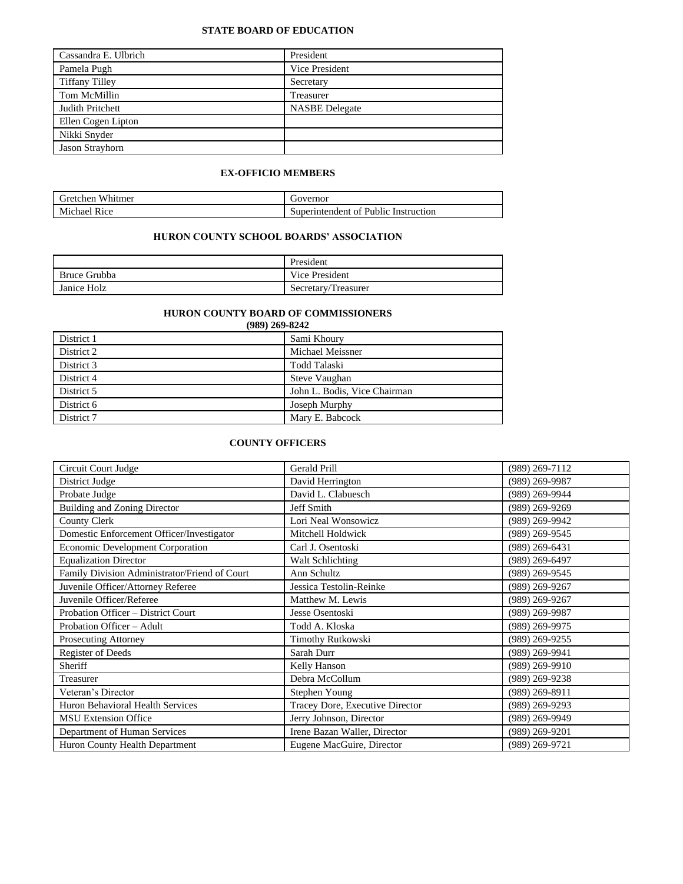## STATE BOARD OF EDUCATION

| | |
|---|---|
| Cassandra E. Ulbrich | President |
| Pamela Pugh | Vice President |
| Tiffany Tilley | Secretary |
| Tom McMillin | Treasurer |
| Judith Pritchett | NASBE Delegate |
| Ellen Cogen Lipton | |
| Nikki Snyder | |
| Jason Strayhorn | |

## EX-OFFICIO MEMBERS

| | |
|---|---|
| Gretchen Whitmer | Governor |
| Michael Rice | Superintendent of Public Instruction |

## HURON COUNTY SCHOOL BOARDS' ASSOCIATION

| | |
|---|---|
| | President |
| Bruce Grubba | Vice President |
| Janice Holz | Secretary/Treasurer |

## HURON COUNTY BOARD OF COMMISSIONERS

**(989) 269-8242**

| | |
|---|---|
| District 1 | Sami Khoury |
| District 2 | Michael Meissner |
| District 3 | Todd Talaski |
| District 4 | Steve Vaughan |
| District 5 | John L. Bodis, Vice Chairman |
| District 6 | Joseph Murphy |
| District 7 | Mary E. Babcock |

## COUNTY OFFICERS

| | | |
|---|---|---|
| Circuit Court Judge | Gerald Prill | (989) 269-7112 |
| District Judge | David Herrington | (989) 269-9987 |
| Probate Judge | David L. Clabuesch | (989) 269-9944 |
| Building and Zoning Director | Jeff Smith | (989) 269-9269 |
| County Clerk | Lori Neal Wonsowicz | (989) 269-9942 |
| Domestic Enforcement Officer/Investigator | Mitchell Holdwick | (989) 269-9545 |
| Economic Development Corporation | Carl J. Osentoski | (989) 269-6431 |
| Equalization Director | Walt Schlichting | (989) 269-6497 |
| Family Division Administrator/Friend of Court | Ann Schultz | (989) 269-9545 |
| Juvenile Officer/Attorney Referee | Jessica Testolin-Reinke | (989) 269-9267 |
| Juvenile Officer/Referee | Matthew M. Lewis | (989) 269-9267 |
| Probation Officer – District Court | Jesse Osentoski | (989) 269-9987 |
| Probation Officer – Adult | Todd A. Kloska | (989) 269-9975 |
| Prosecuting Attorney | Timothy Rutkowski | (989) 269-9255 |
| Register of Deeds | Sarah Durr | (989) 269-9941 |
| Sheriff | Kelly Hanson | (989) 269-9910 |
| Treasurer | Debra McCollum | (989) 269-9238 |
| Veteran's Director | Stephen Young | (989) 269-8911 |
| Huron Behavioral Health Services | Tracey Dore, Executive Director | (989) 269-9293 |
| MSU Extension Office | Jerry Johnson, Director | (989) 269-9949 |
| Department of Human Services | Irene Bazan Waller, Director | (989) 269-9201 |
| Huron County Health Department | Eugene MacGuire, Director | (989) 269-9721 |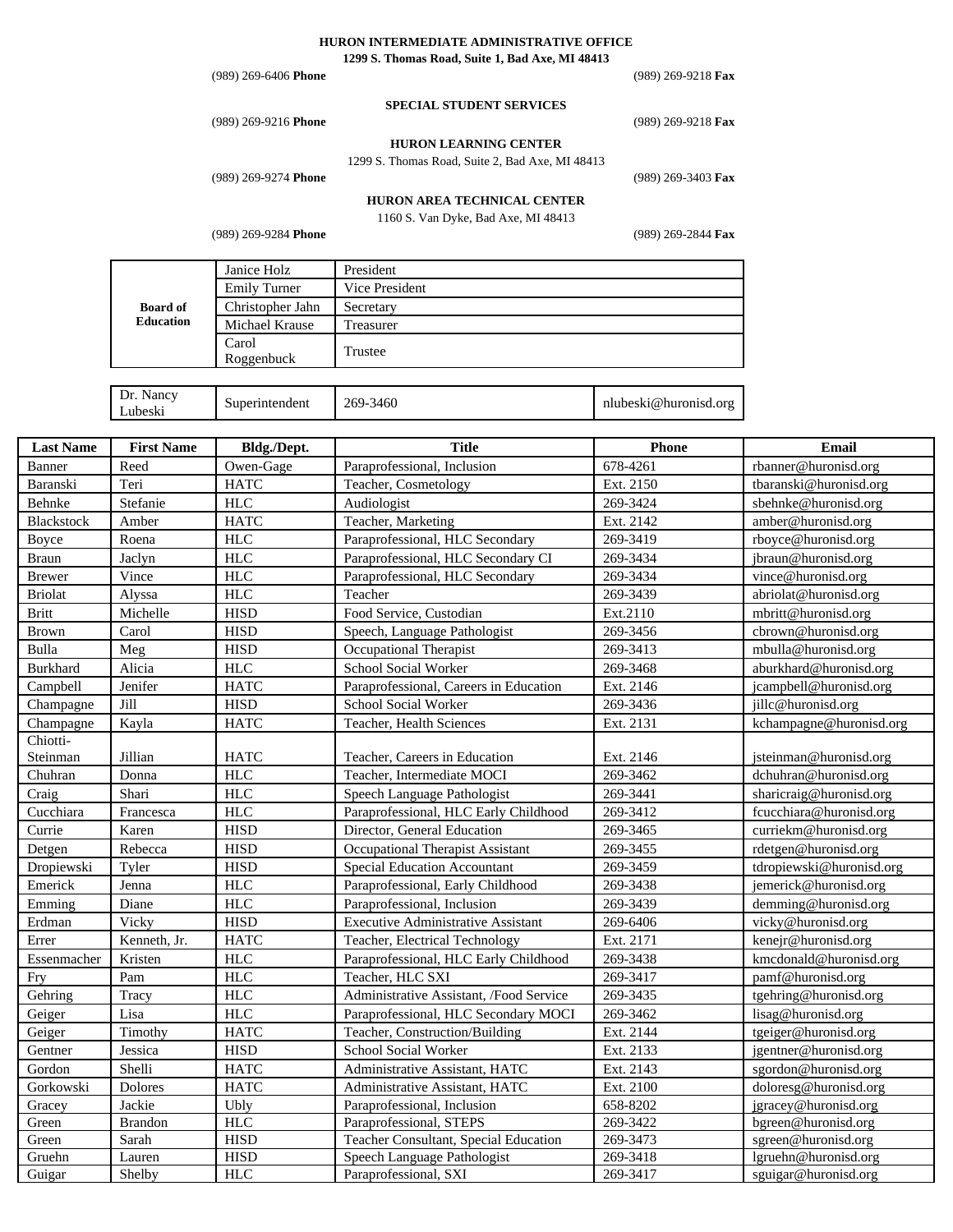**HURON INTERMEDIATE ADMINISTRATIVE OFFICE**
**1299 S. Thomas Road, Suite 1, Bad Axe, MI 48413**

(989) 269-6406 **Phone** (989) 269-9218 **Fax**

**SPECIAL STUDENT SERVICES**

(989) 269-9216 **Phone** (989) 269-9218 **Fax**

**HURON LEARNING CENTER**
1299 S. Thomas Road, Suite 2, Bad Axe, MI 48413

(989) 269-9274 **Phone** (989) 269-3403 **Fax**

**HURON AREA TECHNICAL CENTER**
1160 S. Van Dyke, Bad Axe, MI 48413

(989) 269-9284 **Phone** (989) 269-2844 **Fax**

| **Board of Education** | | |
|---|---|---|
| | Janice Holz | President |
| | Emily Turner | Vice President |
| | Christopher Jahn | Secretary |
| | Michael Krause | Treasurer |
| | Carol Roggenbuck | Trustee |

| Dr. Nancy Lubeski | Superintendent | 269-3460 | nlubeski@huronisd.org |
|---|---|---|---|

| Last Name | First Name | Bldg./Dept. | Title | Phone | Email |
|---|---|---|---|---|---|
| Banner | Reed | Owen-Gage | Paraprofessional, Inclusion | 678-4261 | rbanner@huronisd.org |
| Baranski | Teri | HATC | Teacher, Cosmetology | Ext. 2150 | tbaranski@huronisd.org |
| Behnke | Stefanie | HLC | Audiologist | 269-3424 | sbehnke@huronisd.org |
| Blackstock | Amber | HATC | Teacher, Marketing | Ext. 2142 | amber@huronisd.org |
| Boyce | Roena | HLC | Paraprofessional, HLC Secondary | 269-3419 | rboyce@huronisd.org |
| Braun | Jaclyn | HLC | Paraprofessional, HLC Secondary CI | 269-3434 | jbraun@huronisd.org |
| Brewer | Vince | HLC | Paraprofessional, HLC Secondary | 269-3434 | vince@huronisd.org |
| Briolat | Alyssa | HLC | Teacher | 269-3439 | abriolat@huronisd.org |
| Britt | Michelle | HISD | Food Service, Custodian | Ext.2110 | mbritt@huronisd.org |
| Brown | Carol | HISD | Speech, Language Pathologist | 269-3456 | cbrown@huronisd.org |
| Bulla | Meg | HISD | Occupational Therapist | 269-3413 | mbulla@huronisd.org |
| Burkhard | Alicia | HLC | School Social Worker | 269-3468 | aburkhard@huronisd.org |
| Campbell | Jenifer | HATC | Paraprofessional, Careers in Education | Ext. 2146 | jcampbell@huronisd.org |
| Champagne | Jill | HISD | School Social Worker | 269-3436 | jillc@huronisd.org |
| Champagne | Kayla | HATC | Teacher, Health Sciences | Ext. 2131 | kchampagne@huronisd.org |
| Chiotti-Steinman | Jillian | HATC | Teacher, Careers in Education | Ext. 2146 | jsteinman@huronisd.org |
| Chuhran | Donna | HLC | Teacher, Intermediate MOCI | 269-3462 | dchuhran@huronisd.org |
| Craig | Shari | HLC | Speech Language Pathologist | 269-3441 | sharicraig@huronisd.org |
| Cucchiara | Francesca | HLC | Paraprofessional, HLC Early Childhood | 269-3412 | fcucchiara@huronisd.org |
| Currie | Karen | HISD | Director, General Education | 269-3465 | curriekm@huronisd.org |
| Detgen | Rebecca | HISD | Occupational Therapist Assistant | 269-3455 | rdetgen@huronisd.org |
| Dropiewski | Tyler | HISD | Special Education Accountant | 269-3459 | tdropiewski@huronisd.org |
| Emerick | Jenna | HLC | Paraprofessional, Early Childhood | 269-3438 | jemerick@huronisd.org |
| Emming | Diane | HLC | Paraprofessional, Inclusion | 269-3439 | demming@huronisd.org |
| Erdman | Vicky | HISD | Executive Administrative Assistant | 269-6406 | vicky@huronisd.org |
| Errer | Kenneth, Jr. | HATC | Teacher, Electrical Technology | Ext. 2171 | kenejr@huronisd.org |
| Essenmacher | Kristen | HLC | Paraprofessional, HLC Early Childhood | 269-3438 | kmcdonald@huronisd.org |
| Fry | Pam | HLC | Teacher, HLC SXI | 269-3417 | pamf@huronisd.org |
| Gehring | Tracy | HLC | Administrative Assistant, /Food Service | 269-3435 | tgehring@huronisd.org |
| Geiger | Lisa | HLC | Paraprofessional, HLC Secondary MOCI | 269-3462 | lisag@huronisd.org |
| Geiger | Timothy | HATC | Teacher, Construction/Building | Ext. 2144 | tgeiger@huronisd.org |
| Gentner | Jessica | HISD | School Social Worker | Ext. 2133 | jgentner@huronisd.org |
| Gordon | Shelli | HATC | Administrative Assistant, HATC | Ext. 2143 | sgordon@huronisd.org |
| Gorkowski | Dolores | HATC | Administrative Assistant, HATC | Ext. 2100 | doloresg@huronisd.org |
| Gracey | Jackie | Ubly | Paraprofessional, Inclusion | 658-8202 | jgracey@huronisd.org |
| Green | Brandon | HLC | Paraprofessional, STEPS | 269-3422 | bgreen@huronisd.org |
| Green | Sarah | HISD | Teacher Consultant, Special Education | 269-3473 | sgreen@huronisd.org |
| Gruehn | Lauren | HISD | Speech Language Pathologist | 269-3418 | lgruehn@huronisd.org |
| Guigar | Shelby | HLC | Paraprofessional, SXI | 269-3417 | sguigar@huronisd.org |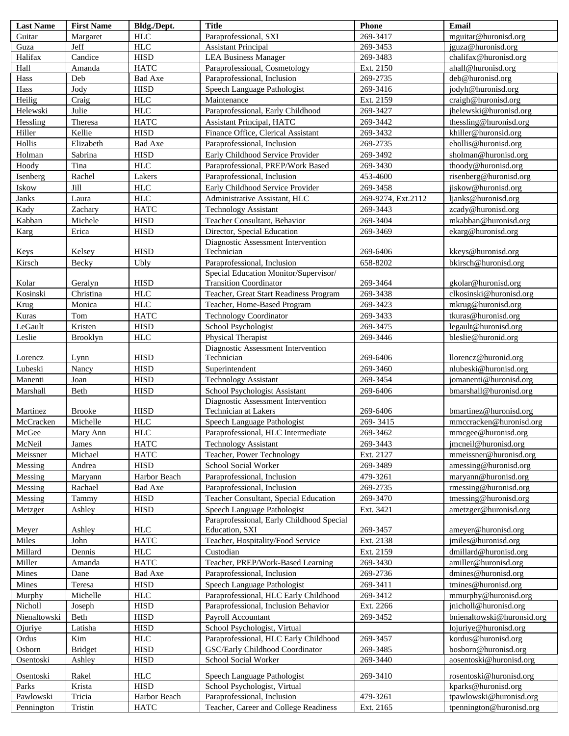| Last Name | First Name | Bldg./Dept. | Title | Phone | Email |
|---|---|---|---|---|---|
| Guitar | Margaret | HLC | Paraprofessional, SXI | 269-3417 | mguitar@huronisd.org |
| Guza | Jeff | HLC | Assistant Principal | 269-3453 | jguza@huronisd.org |
| Halifax | Candice | HISD | LEA Business Manager | 269-3483 | chalifax@huronisd.org |
| Hall | Amanda | HATC | Paraprofessional, Cosmetology | Ext. 2150 | ahall@huronisd.org |
| Hass | Deb | Bad Axe | Paraprofessional, Inclusion | 269-2735 | deb@huronisd.org |
| Hass | Jody | HISD | Speech Language Pathologist | 269-3416 | jodyh@huronisd.org |
| Heilig | Craig | HLC | Maintenance | Ext. 2159 | craigh@huronisd.org |
| Helewski | Julie | HLC | Paraprofessional, Early Childhood | 269-3427 | jhelewski@huronisd.org |
| Hessling | Theresa | HATC | Assistant Principal, HATC | 269-3442 | thessling@huronisd.org |
| Hiller | Kellie | HISD | Finance Office, Clerical Assistant | 269-3432 | khiller@huronsid.org |
| Hollis | Elizabeth | Bad Axe | Paraprofessional, Inclusion | 269-2735 | ehollis@huronisd.org |
| Holman | Sabrina | HISD | Early Childhood Service Provider | 269-3492 | sholman@huronisd.org |
| Hoody | Tina | HLC | Paraprofessional, PREP/Work Based | 269-3430 | thoody@huronisd.org |
| Isenberg | Rachel | Lakers | Paraprofessional, Inclusion | 453-4600 | risenberg@huronisd.org |
| Iskow | Jill | HLC | Early Childhood Service Provider | 269-3458 | jiskow@huronisd.org |
| Janks | Laura | HLC | Administrative Assistant, HLC | 269-9274, Ext.2112 | ljanks@huronisd.org |
| Kady | Zachary | HATC | Technology Assistant | 269-3443 | zcady@huronisd.org |
| Kabban | Michele | HISD | Teacher Consultant, Behavior | 269-3404 | mkabban@huronisd.org |
| Karg | Erica | HISD | Director, Special Education | 269-3469 | ekarg@huronisd.org |
| Keys | Kelsey | HISD | Diagnostic Assessment Intervention Technician | 269-6406 | kkeys@huronisd.org |
| Kirsch | Becky | Ubly | Paraprofessional, Inclusion | 658-8202 | bkirsch@huronisd.org |
| Kolar | Geralyn | HISD | Special Education Monitor/Supervisor/ Transition Coordinator | 269-3464 | gkolar@huronisd.org |
| Kosinski | Christina | HLC | Teacher, Great Start Readiness Program | 269-3438 | clkosinski@huronisd.org |
| Krug | Monica | HLC | Teacher, Home-Based Program | 269-3423 | mkrug@huronisd.org |
| Kuras | Tom | HATC | Technology Coordinator | 269-3433 | tkuras@huronisd.org |
| LeGault | Kristen | HISD | School Psychologist | 269-3475 | legault@huronisd.org |
| Leslie | Brooklyn | HLC | Physical Therapist | 269-3446 | bleslie@huronid.org |
| Lorencz | Lynn | HISD | Diagnostic Assessment Intervention Technician | 269-6406 | llorencz@huronid.org |
| Lubeski | Nancy | HISD | Superintendent | 269-3460 | nlubeski@huronisd.org |
| Manenti | Joan | HISD | Technology Assistant | 269-3454 | jomanenti@huronisd.org |
| Marshall | Beth | HISD | School Psychologist Assistant | 269-6406 | bmarshall@huronisd.org |
| Martinez | Brooke | HISD | Diagnostic Assessment Intervention Technician at Lakers | 269-6406 | bmartinez@huronisd.org |
| McCracken | Michelle | HLC | Speech Language Pathologist | 269- 3415 | mmccracken@huronisd.org |
| McGee | Mary Ann | HLC | Paraprofessional, HLC Intermediate | 269-3462 | mmcgee@huronisd.org |
| McNeil | James | HATC | Technology Assistant | 269-3443 | jmcneil@huronisd.org |
| Meissner | Michael | HATC | Teacher, Power Technology | Ext. 2127 | mmeissner@huronisd.org |
| Messing | Andrea | HISD | School Social Worker | 269-3489 | amessing@huronisd.org |
| Messing | Maryann | Harbor Beach | Paraprofessional, Inclusion | 479-3261 | maryann@huronisd.org |
| Messing | Rachael | Bad Axe | Paraprofessional, Inclusion | 269-2735 | rmessing@huronisd.org |
| Messing | Tammy | HISD | Teacher Consultant, Special Education | 269-3470 | tmessing@huronisd.org |
| Metzger | Ashley | HISD | Speech Language Pathologist | Ext. 3421 | ametzger@huronisd.org |
| Meyer | Ashley | HLC | Paraprofessional, Early Childhood Special Education, SXI | 269-3457 | ameyer@huronisd.org |
| Miles | John | HATC | Teacher, Hospitality/Food Service | Ext. 2138 | jmiles@huronisd.org |
| Millard | Dennis | HLC | Custodian | Ext. 2159 | dmillard@huronisd.org |
| Miller | Amanda | HATC | Teacher, PREP/Work-Based Learning | 269-3430 | amiller@huronisd.org |
| Mines | Dane | Bad Axe | Paraprofessional, Inclusion | 269-2736 | dmines@huronisd.org |
| Mines | Teresa | HISD | Speech Language Pathologist | 269-3411 | tmines@huronisd.org |
| Murphy | Michelle | HLC | Paraprofessional, HLC Early Childhood | 269-3412 | mmurphy@huronisd.org |
| Nicholl | Joseph | HISD | Paraprofessional, Inclusion Behavior | Ext. 2266 | jnicholl@huronisd.org |
| Nienaltowski | Beth | HISD | Payroll Accountant | 269-3452 | bnienaltowski@huronsid.org |
| Ojuriye | Latisha | HISD | School Psychologist, Virtual | | lojuriye@huronisd.org |
| Ordus | Kim | HLC | Paraprofessional, HLC Early Childhood | 269-3457 | kordus@huronisd.org |
| Osborn | Bridget | HISD | GSC/Early Childhood Coordinator | 269-3485 | bosborn@huronisd.org |
| Osentoski | Ashley | HISD | School Social Worker | 269-3440 | aosentoski@huronisd.org |
| Osentoski | Rakel | HLC | Speech Language Pathologist | 269-3410 | rosentoski@huronisd.org |
| Parks | Krista | HISD | School Psychologist, Virtual | | kparks@huronisd.org |
| Pawlowski | Tricia | Harbor Beach | Paraprofessional, Inclusion | 479-3261 | tpawlowski@huronisd.org |
| Pennington | Tristin | HATC | Teacher, Career and College Readiness | Ext. 2165 | tpennington@huronisd.org |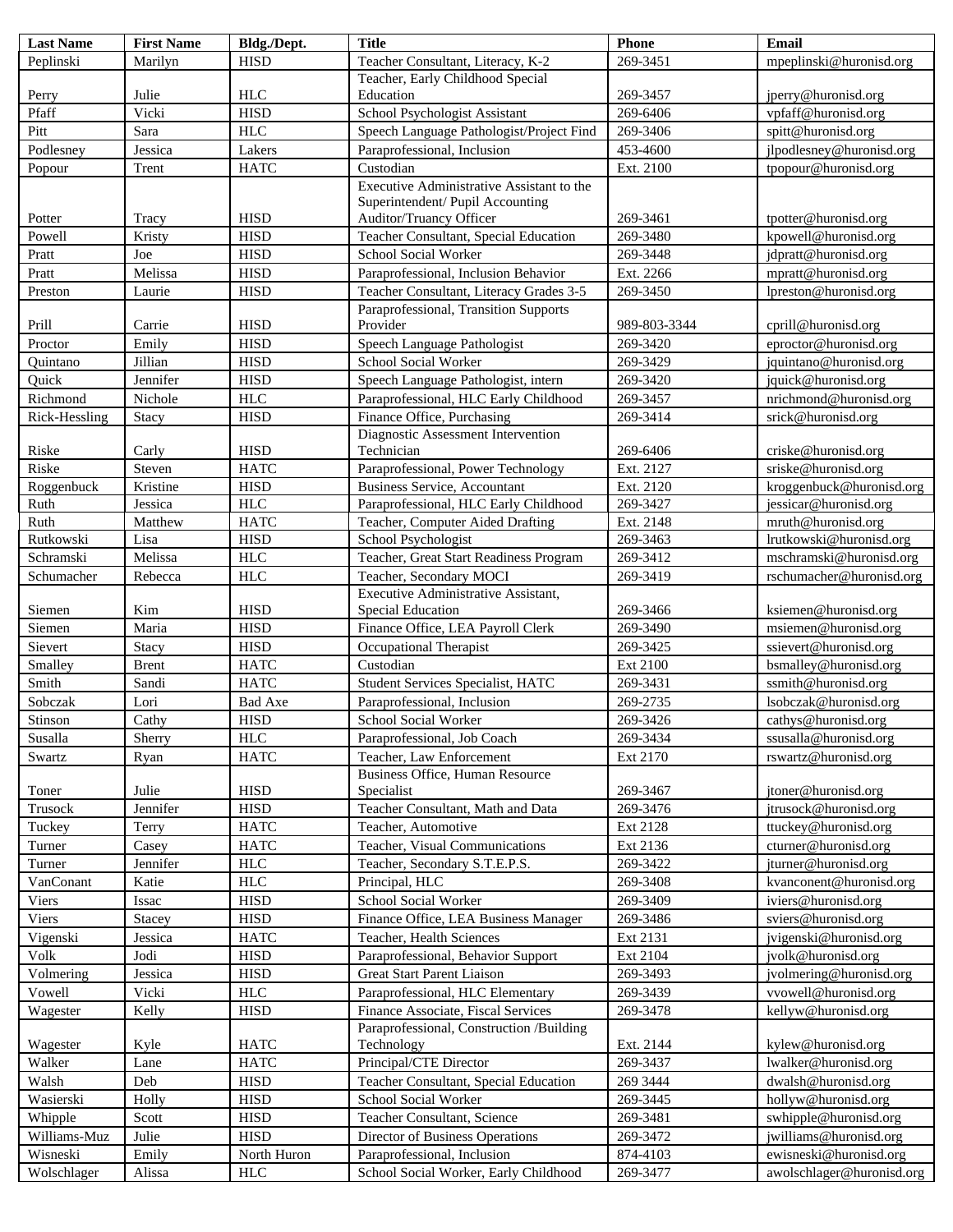| Last Name | First Name | Bldg./Dept. | Title | Phone | Email |
|---|---|---|---|---|---|
| Peplinski | Marilyn | HISD | Teacher Consultant, Literacy, K-2 | 269-3451 | mpeplinski@huronisd.org |
| Perry | Julie | HLC | Teacher, Early Childhood Special Education | 269-3457 | jperry@huronisd.org |
| Pfaff | Vicki | HISD | School Psychologist Assistant | 269-6406 | vpfaff@huronisd.org |
| Pitt | Sara | HLC | Speech Language Pathologist/Project Find | 269-3406 | spitt@huronisd.org |
| Podlesney | Jessica | Lakers | Paraprofessional, Inclusion | 453-4600 | jlpodlesney@huronisd.org |
| Popour | Trent | HATC | Custodian | Ext. 2100 | tpopour@huronisd.org |
| Potter | Tracy | HISD | Executive Administrative Assistant to the Superintendent/ Pupil Accounting Auditor/Truancy Officer | 269-3461 | tpotter@huronisd.org |
| Powell | Kristy | HISD | Teacher Consultant, Special Education | 269-3480 | kpowell@huronisd.org |
| Pratt | Joe | HISD | School Social Worker | 269-3448 | jdpratt@huronisd.org |
| Pratt | Melissa | HISD | Paraprofessional, Inclusion Behavior | Ext. 2266 | mpratt@huronisd.org |
| Preston | Laurie | HISD | Teacher Consultant, Literacy Grades 3-5 | 269-3450 | lpreston@huronisd.org |
| Prill | Carrie | HISD | Paraprofessional, Transition Supports Provider | 989-803-3344 | cprill@huronisd.org |
| Proctor | Emily | HISD | Speech Language Pathologist | 269-3420 | eproctor@huronisd.org |
| Quintano | Jillian | HISD | School Social Worker | 269-3429 | jquintano@huronisd.org |
| Quick | Jennifer | HISD | Speech Language Pathologist, intern | 269-3420 | jquick@huronisd.org |
| Richmond | Nichole | HLC | Paraprofessional, HLC Early Childhood | 269-3457 | nrichmond@huronisd.org |
| Rick-Hessling | Stacy | HISD | Finance Office, Purchasing | 269-3414 | srick@huronisd.org |
| Riske | Carly | HISD | Diagnostic Assessment Intervention Technician | 269-6406 | criske@huronisd.org |
| Riske | Steven | HATC | Paraprofessional, Power Technology | Ext. 2127 | sriske@huronisd.org |
| Roggenbuck | Kristine | HISD | Business Service, Accountant | Ext. 2120 | kroggenbuck@huronisd.org |
| Ruth | Jessica | HLC | Paraprofessional, HLC Early Childhood | 269-3427 | jessicar@huronisd.org |
| Ruth | Matthew | HATC | Teacher, Computer Aided Drafting | Ext. 2148 | mruth@huronisd.org |
| Rutkowski | Lisa | HISD | School Psychologist | 269-3463 | lrutkowski@huronisd.org |
| Schramski | Melissa | HLC | Teacher, Great Start Readiness Program | 269-3412 | mschramski@huronisd.org |
| Schumacher | Rebecca | HLC | Teacher, Secondary MOCI | 269-3419 | rschumacher@huronisd.org |
| Siemen | Kim | HISD | Executive Administrative Assistant, Special Education | 269-3466 | ksiemen@huronisd.org |
| Siemen | Maria | HISD | Finance Office, LEA Payroll Clerk | 269-3490 | msiemen@huronisd.org |
| Sievert | Stacy | HISD | Occupational Therapist | 269-3425 | ssievert@huronisd.org |
| Smalley | Brent | HATC | Custodian | Ext 2100 | bsmalley@huronisd.org |
| Smith | Sandi | HATC | Student Services Specialist, HATC | 269-3431 | ssmith@huronisd.org |
| Sobczak | Lori | Bad Axe | Paraprofessional, Inclusion | 269-2735 | lsobczak@huronisd.org |
| Stinson | Cathy | HISD | School Social Worker | 269-3426 | cathys@huronisd.org |
| Susalla | Sherry | HLC | Paraprofessional, Job Coach | 269-3434 | ssusalla@huronisd.org |
| Swartz | Ryan | HATC | Teacher, Law Enforcement | Ext 2170 | rswartz@huronisd.org |
| Toner | Julie | HISD | Business Office, Human Resource Specialist | 269-3467 | jtoner@huronisd.org |
| Trusock | Jennifer | HISD | Teacher Consultant, Math and Data | 269-3476 | jtrusock@huronisd.org |
| Tuckey | Terry | HATC | Teacher, Automotive | Ext 2128 | ttuckey@huronisd.org |
| Turner | Casey | HATC | Teacher, Visual Communications | Ext 2136 | cturner@huronisd.org |
| Turner | Jennifer | HLC | Teacher, Secondary S.T.E.P.S. | 269-3422 | jturner@huronisd.org |
| VanConant | Katie | HLC | Principal, HLC | 269-3408 | kvanconent@huronisd.org |
| Viers | Issac | HISD | School Social Worker | 269-3409 | iviers@huronisd.org |
| Viers | Stacey | HISD | Finance Office, LEA Business Manager | 269-3486 | sviers@huronisd.org |
| Vigenski | Jessica | HATC | Teacher, Health Sciences | Ext 2131 | jvigenski@huronisd.org |
| Volk | Jodi | HISD | Paraprofessional, Behavior Support | Ext 2104 | jvolk@huronisd.org |
| Volmering | Jessica | HISD | Great Start Parent Liaison | 269-3493 | jvolmering@huronisd.org |
| Vowell | Vicki | HLC | Paraprofessional, HLC Elementary | 269-3439 | vvowell@huronisd.org |
| Wagester | Kelly | HISD | Finance Associate, Fiscal Services | 269-3478 | kellyw@huronisd.org |
| Wagester | Kyle | HATC | Paraprofessional, Construction /Building Technology | Ext. 2144 | kylew@huronisd.org |
| Walker | Lane | HATC | Principal/CTE Director | 269-3437 | lwalker@huronisd.org |
| Walsh | Deb | HISD | Teacher Consultant, Special Education | 269 3444 | dwalsh@huronisd.org |
| Wasierski | Holly | HISD | School Social Worker | 269-3445 | hollyw@huronisd.org |
| Whipple | Scott | HISD | Teacher Consultant, Science | 269-3481 | swhipple@huronisd.org |
| Williams-Muz | Julie | HISD | Director of Business Operations | 269-3472 | jwilliams@huronisd.org |
| Wisneski | Emily | North Huron | Paraprofessional, Inclusion | 874-4103 | ewisneski@huronisd.org |
| Wolschlager | Alissa | HLC | School Social Worker, Early Childhood | 269-3477 | awolschlager@huronisd.org |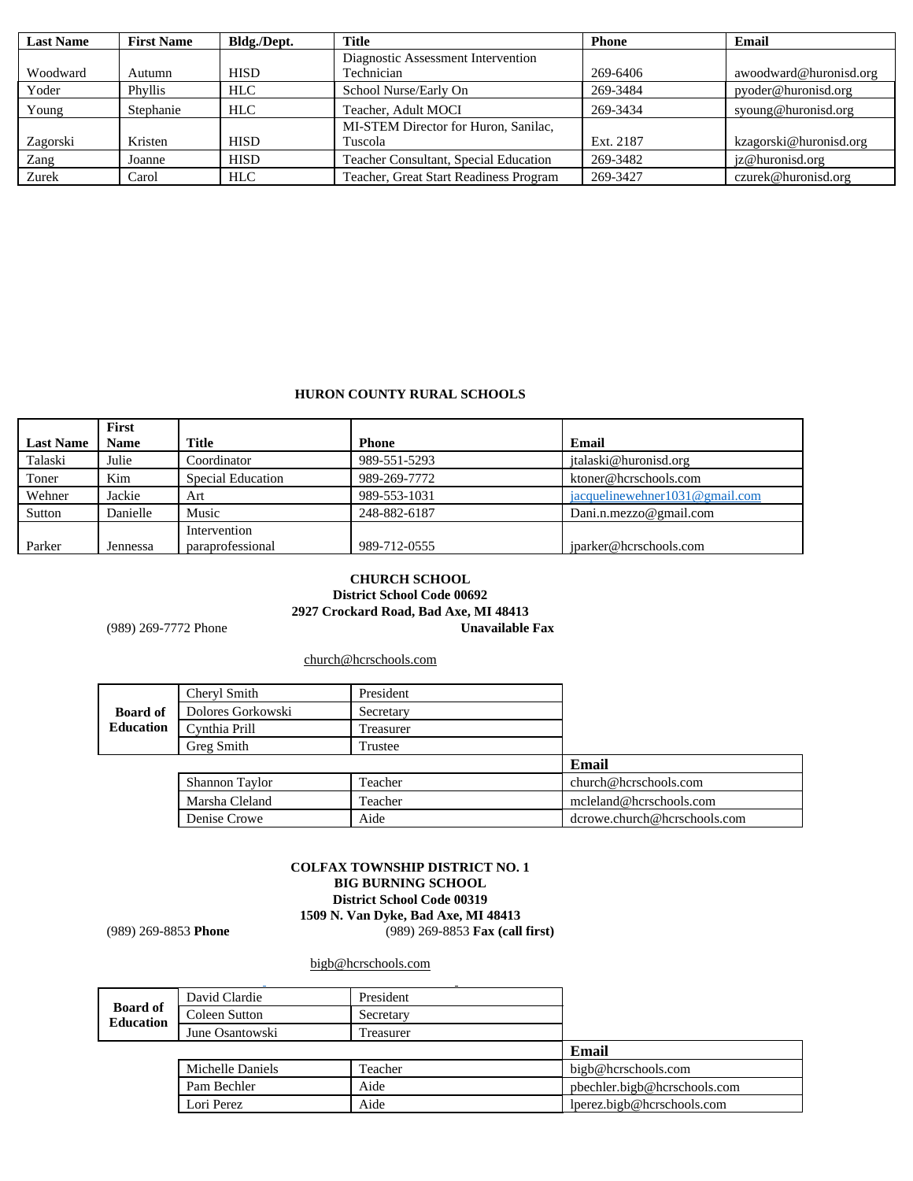| Last Name | First Name | Bldg./Dept. | Title | Phone | Email |
|---|---|---|---|---|---|
| Woodward | Autumn | HISD | Diagnostic Assessment Intervention Technician | 269-6406 | awoodward@huronisd.org |
| Yoder | Phyllis | HLC | School Nurse/Early On | 269-3484 | pyoder@huronisd.org |
| Young | Stephanie | HLC | Teacher, Adult MOCI | 269-3434 | syoung@huronisd.org |
| Zagorski | Kristen | HISD | MI-STEM Director for Huron, Sanilac, Tuscola | Ext. 2187 | kzagorski@huronisd.org |
| Zang | Joanne | HISD | Teacher Consultant, Special Education | 269-3482 | jz@huronisd.org |
| Zurek | Carol | HLC | Teacher, Great Start Readiness Program | 269-3427 | czurek@huronisd.org |

## HURON COUNTY RURAL SCHOOLS

| Last Name | First Name | Title | Phone | Email |
|---|---|---|---|---|
| Talaski | Julie | Coordinator | 989-551-5293 | jtalaski@huronisd.org |
| Toner | Kim | Special Education | 989-269-7772 | ktoner@hcrschools.com |
| Wehner | Jackie | Art | 989-553-1031 | jacquelinewehner1031@gmail.com |
| Sutton | Danielle | Music | 248-882-6187 | Dani.n.mezzo@gmail.com |
| Parker | Jennessa | Intervention paraprofessional | 989-712-0555 | jparker@hcrschools.com |

### CHURCH SCHOOL
**District School Code 00692**
**2927 Crockard Road, Bad Axe, MI 48413**

(989) 269-7772 Phone **Unavailable Fax**

church@hcrschools.com

| | | | |
|---|---|---|---|
| **Board of Education** | Cheryl Smith | President | |
| | Dolores Gorkowski | Secretary | |
| | Cynthia Prill | Treasurer | |
| | Greg Smith | Trustee | |
| | | | **Email** |
| | Shannon Taylor | Teacher | church@hcrschools.com |
| | Marsha Cleland | Teacher | mcleland@hcrschools.com |
| | Denise Crowe | Aide | dcrowe.church@hcrschools.com |

### COLFAX TOWNSHIP DISTRICT NO. 1
**BIG BURNING SCHOOL**
**District School Code 00319**
**1509 N. Van Dyke, Bad Axe, MI 48413**

(989) 269-8853 **Phone** (989) 269-8853 **Fax (call first)**

bigb@hcrschools.com

| | | | |
|---|---|---|---|
| **Board of Education** | David Clardie | President | |
| | Coleen Sutton | Secretary | |
| | June Osantowski | Treasurer | |
| | | | **Email** |
| | Michelle Daniels | Teacher | bigb@hcrschools.com |
| | Pam Bechler | Aide | pbechler.bigb@hcrschools.com |
| | Lori Perez | Aide | lperez.bigb@hcrschools.com |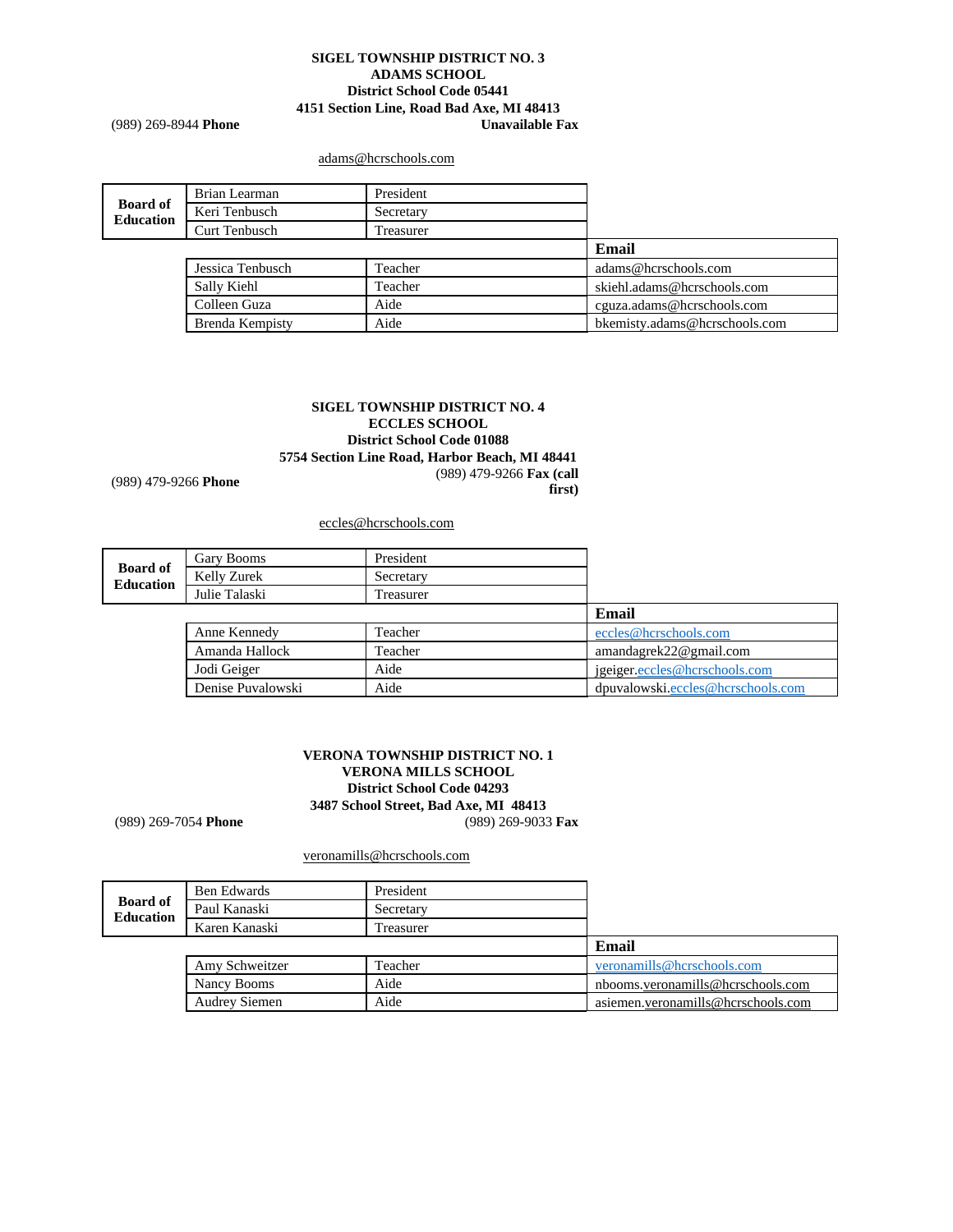**SIGEL TOWNSHIP DISTRICT NO. 3**
**ADAMS SCHOOL**
**District School Code 05441**
**4151 Section Line, Road Bad Axe, MI 48413**

(989) 269-8944 **Phone** | **Unavailable Fax**

adams@hcrschools.com

| **Board of Education** | Brian Learman | President | |
|---|---|---|---|
| | Keri Tenbusch | Secretary | |
| | Curt Tenbusch | Treasurer | |
| | | | **Email** |
| | Jessica Tenbusch | Teacher | adams@hcrschools.com |
| | Sally Kiehl | Teacher | skiehl.adams@hcrschools.com |
| | Colleen Guza | Aide | cguza.adams@hcrschools.com |
| | Brenda Kempisty | Aide | bkemisty.adams@hcrschools.com |

**SIGEL TOWNSHIP DISTRICT NO. 4**
**ECCLES SCHOOL**
**District School Code 01088**
**5754 Section Line Road, Harbor Beach, MI 48441**

(989) 479-9266 **Phone** | (989) 479-9266 **Fax (call first)**

eccles@hcrschools.com

| **Board of Education** | Gary Booms | President | |
|---|---|---|---|
| | Kelly Zurek | Secretary | |
| | Julie Talaski | Treasurer | |
| | | | **Email** |
| | Anne Kennedy | Teacher | eccles@hcrschools.com |
| | Amanda Hallock | Teacher | amandagrek22@gmail.com |
| | Jodi Geiger | Aide | jgeiger.eccles@hcrschools.com |
| | Denise Puvalowski | Aide | dpuvalowski.eccles@hcrschools.com |

**VERONA TOWNSHIP DISTRICT NO. 1**
**VERONA MILLS SCHOOL**
**District School Code 04293**
**3487 School Street, Bad Axe, MI 48413**

(989) 269-7054 **Phone** | (989) 269-9033 **Fax**

veronamills@hcrschools.com

| **Board of Education** | Ben Edwards | President | |
|---|---|---|---|
| | Paul Kanaski | Secretary | |
| | Karen Kanaski | Treasurer | |
| | | | **Email** |
| | Amy Schweitzer | Teacher | veronamills@hcrschools.com |
| | Nancy Booms | Aide | nbooms.veronamills@hcrschools.com |
| | Audrey Siemen | Aide | asiemen.veronamills@hcrschools.com |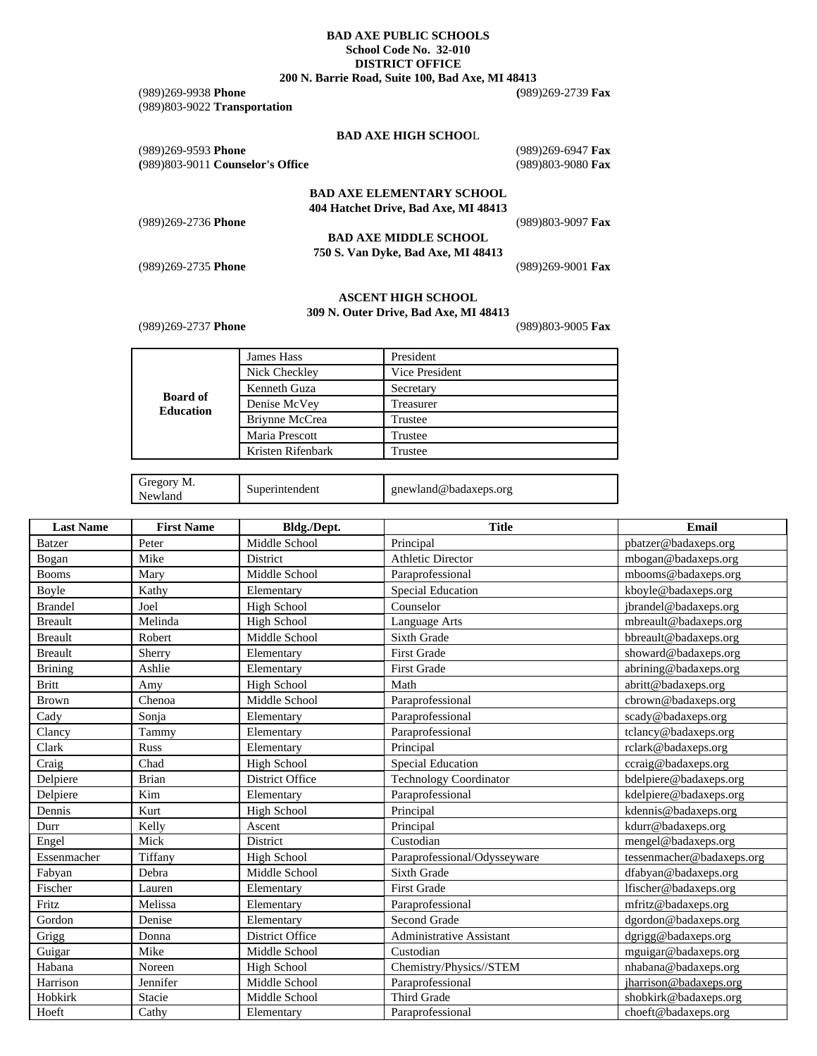**BAD AXE PUBLIC SCHOOLS**
**School Code No. 32-010**
**DISTRICT OFFICE**
**200 N. Barrie Road, Suite 100, Bad Axe, MI 48413**

(989)269-9938 **Phone** (989)269-2739 **Fax**
(989)803-9022 **Transportation**

**BAD AXE HIGH SCHOOL**

(989)269-9593 **Phone** (989)269-6947 **Fax**
(989)803-9011 **Counselor's Office** (989)803-9080 **Fax**

**BAD AXE ELEMENTARY SCHOOL**
**404 Hatchet Drive, Bad Axe, MI 48413**

(989)269-2736 **Phone** (989)803-9097 **Fax**

**BAD AXE MIDDLE SCHOOL**
**750 S. Van Dyke, Bad Axe, MI 48413**

(989)269-2735 **Phone** (989)269-9001 **Fax**

**ASCENT HIGH SCHOOL**
**309 N. Outer Drive, Bad Axe, MI 48413**

(989)269-2737 **Phone** (989)803-9005 **Fax**

| | | |
|---|---|---|
| **Board of Education** | James Hass | President |
| | Nick Checkley | Vice President |
| | Kenneth Guza | Secretary |
| | Denise McVey | Treasurer |
| | Briynne McCrea | Trustee |
| | Maria Prescott | Trustee |
| | Kristen Rifenbark | Trustee |

| | | |
|---|---|---|
| Gregory M. Newland | Superintendent | gnewland@badaxeps.org |

| Last Name | First Name | Bldg./Dept. | Title | Email |
|---|---|---|---|---|
| Batzer | Peter | Middle School | Principal | pbatzer@badaxeps.org |
| Bogan | Mike | District | Athletic Director | mbogan@badaxeps.org |
| Booms | Mary | Middle School | Paraprofessional | mbooms@badaxeps.org |
| Boyle | Kathy | Elementary | Special Education | kboyle@badaxeps.org |
| Brandel | Joel | High School | Counselor | jbrandel@badaxeps.org |
| Breault | Melinda | High School | Language Arts | mbreault@badaxeps.org |
| Breault | Robert | Middle School | Sixth Grade | bbreault@badaxeps.org |
| Breault | Sherry | Elementary | First Grade | showard@badaxeps.org |
| Brining | Ashlie | Elementary | First Grade | abrining@badaxeps.org |
| Britt | Amy | High School | Math | abritt@badaxeps.org |
| Brown | Chenoa | Middle School | Paraprofessional | cbrown@badaxeps.org |
| Cady | Sonja | Elementary | Paraprofessional | scady@badaxeps.org |
| Clancy | Tammy | Elementary | Paraprofessional | tclancy@badaxeps.org |
| Clark | Russ | Elementary | Principal | rclark@badaxeps.org |
| Craig | Chad | High School | Special Education | ccraig@badaxeps.org |
| Delpiere | Brian | District Office | Technology Coordinator | bdelpiere@badaxeps.org |
| Delpiere | Kim | Elementary | Paraprofessional | kdelpiere@badaxeps.org |
| Dennis | Kurt | High School | Principal | kdennis@badaxeps.org |
| Durr | Kelly | Ascent | Principal | kdurr@badaxeps.org |
| Engel | Mick | District | Custodian | mengel@badaxeps.org |
| Essenmacher | Tiffany | High School | Paraprofessional/Odysseyware | tessenmacher@badaxeps.org |
| Fabyan | Debra | Middle School | Sixth Grade | dfabyan@badaxeps.org |
| Fischer | Lauren | Elementary | First Grade | lfischer@badaxeps.org |
| Fritz | Melissa | Elementary | Paraprofessional | mfritz@badaxeps.org |
| Gordon | Denise | Elementary | Second Grade | dgordon@badaxeps.org |
| Grigg | Donna | District Office | Administrative Assistant | dgrigg@badaxeps.org |
| Guigar | Mike | Middle School | Custodian | mguigar@badaxeps.org |
| Habana | Noreen | High School | Chemistry/Physics//STEM | nhabana@badaxeps.org |
| Harrison | Jennifer | Middle School | Paraprofessional | jharrison@badaxeps.org |
| Hobkirk | Stacie | Middle School | Third Grade | shobkirk@badaxeps.org |
| Hoeft | Cathy | Elementary | Paraprofessional | choeft@badaxeps.org |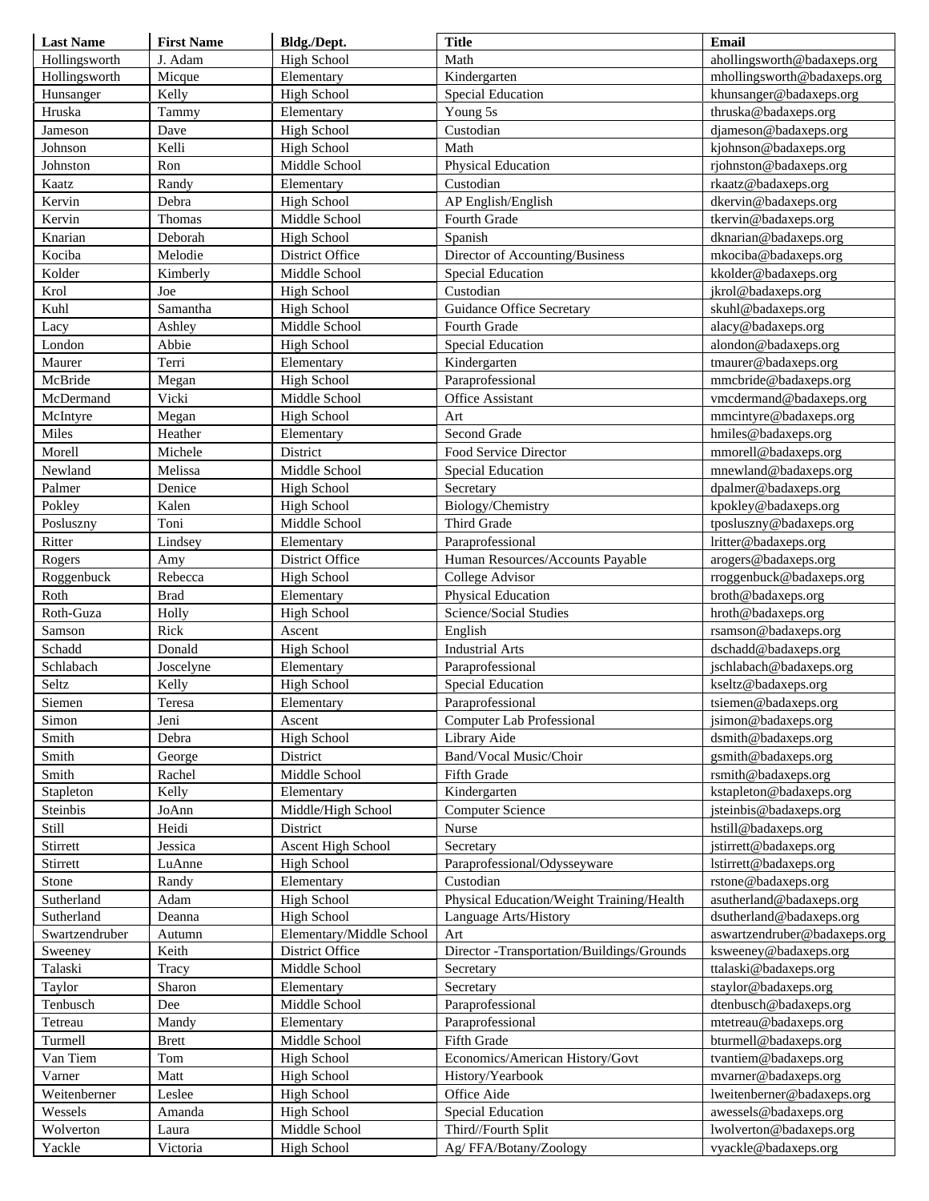| Last Name | First Name | Bldg./Dept. | Title | Email |
|---|---|---|---|---|
| Hollingsworth | J. Adam | High School | Math | ahollingsworth@badaxeps.org |
| Hollingsworth | Micque | Elementary | Kindergarten | mhollingsworth@badaxeps.org |
| Hunsanger | Kelly | High School | Special Education | khunsanger@badaxeps.org |
| Hruska | Tammy | Elementary | Young 5s | thruska@badaxeps.org |
| Jameson | Dave | High School | Custodian | djameson@badaxeps.org |
| Johnson | Kelli | High School | Math | kjohnson@badaxeps.org |
| Johnston | Ron | Middle School | Physical Education | rjohnston@badaxeps.org |
| Kaatz | Randy | Elementary | Custodian | rkaatz@badaxeps.org |
| Kervin | Debra | High School | AP English/English | dkervin@badaxeps.org |
| Kervin | Thomas | Middle School | Fourth Grade | tkervin@badaxeps.org |
| Knarian | Deborah | High School | Spanish | dknarian@badaxeps.org |
| Kociba | Melodie | District Office | Director of Accounting/Business | mkociba@badaxeps.org |
| Kolder | Kimberly | Middle School | Special Education | kkolder@badaxeps.org |
| Krol | Joe | High School | Custodian | jkrol@badaxeps.org |
| Kuhl | Samantha | High School | Guidance Office Secretary | skuhl@badaxeps.org |
| Lacy | Ashley | Middle School | Fourth Grade | alacy@badaxeps.org |
| London | Abbie | High School | Special Education | alondon@badaxeps.org |
| Maurer | Terri | Elementary | Kindergarten | tmaurer@badaxeps.org |
| McBride | Megan | High School | Paraprofessional | mmcbride@badaxeps.org |
| McDermand | Vicki | Middle School | Office Assistant | vmcdermand@badaxeps.org |
| McIntyre | Megan | High School | Art | mmcintyre@badaxeps.org |
| Miles | Heather | Elementary | Second Grade | hmiles@badaxeps.org |
| Morell | Michele | District | Food Service Director | mmorell@badaxeps.org |
| Newland | Melissa | Middle School | Special Education | mnewland@badaxeps.org |
| Palmer | Denice | High School | Secretary | dpalmer@badaxeps.org |
| Pokley | Kalen | High School | Biology/Chemistry | kpokley@badaxeps.org |
| Posluszny | Toni | Middle School | Third Grade | tposluszny@badaxeps.org |
| Ritter | Lindsey | Elementary | Paraprofessional | lritter@badaxeps.org |
| Rogers | Amy | District Office | Human Resources/Accounts Payable | arogers@badaxeps.org |
| Roggenbuck | Rebecca | High School | College Advisor | rroggenbuck@badaxeps.org |
| Roth | Brad | Elementary | Physical Education | broth@badaxeps.org |
| Roth-Guza | Holly | High School | Science/Social Studies | hroth@badaxeps.org |
| Samson | Rick | Ascent | English | rsamson@badaxeps.org |
| Schadd | Donald | High School | Industrial Arts | dschadd@badaxeps.org |
| Schlabach | Joscelyne | Elementary | Paraprofessional | jschlabach@badaxeps.org |
| Seltz | Kelly | High School | Special Education | kseltz@badaxeps.org |
| Siemen | Teresa | Elementary | Paraprofessional | tsiemen@badaxeps.org |
| Simon | Jeni | Ascent | Computer Lab Professional | jsimon@badaxeps.org |
| Smith | Debra | High School | Library Aide | dsmith@badaxeps.org |
| Smith | George | District | Band/Vocal Music/Choir | gsmith@badaxeps.org |
| Smith | Rachel | Middle School | Fifth Grade | rsmith@badaxeps.org |
| Stapleton | Kelly | Elementary | Kindergarten | kstapleton@badaxeps.org |
| Steinbis | JoAnn | Middle/High School | Computer Science | jsteinbis@badaxeps.org |
| Still | Heidi | District | Nurse | hstill@badaxeps.org |
| Stirrett | Jessica | Ascent High School | Secretary | jstirrett@badaxeps.org |
| Stirrett | LuAnne | High School | Paraprofessional/Odysseyware | lstirrett@badaxeps.org |
| Stone | Randy | Elementary | Custodian | rstone@badaxeps.org |
| Sutherland | Adam | High School | Physical Education/Weight Training/Health | asutherland@badaxeps.org |
| Sutherland | Deanna | High School | Language Arts/History | dsutherland@badaxeps.org |
| Swartzendruber | Autumn | Elementary/Middle School | Art | aswartzendruber@badaxeps.org |
| Sweeney | Keith | District Office | Director -Transportation/Buildings/Grounds | ksweeney@badaxeps.org |
| Talaski | Tracy | Middle School | Secretary | ttalaski@badaxeps.org |
| Taylor | Sharon | Elementary | Secretary | staylor@badaxeps.org |
| Tenbusch | Dee | Middle School | Paraprofessional | dtenbusch@badaxeps.org |
| Tetreau | Mandy | Elementary | Paraprofessional | mtetreau@badaxeps.org |
| Turmell | Brett | Middle School | Fifth Grade | bturmell@badaxeps.org |
| Van Tiem | Tom | High School | Economics/American History/Govt | tvantiem@badaxeps.org |
| Varner | Matt | High School | History/Yearbook | mvarner@badaxeps.org |
| Weitenberner | Leslee | High School | Office Aide | lweitenberner@badaxeps.org |
| Wessels | Amanda | High School | Special Education | awessels@badaxeps.org |
| Wolverton | Laura | Middle School | Third//Fourth Split | lwolverton@badaxeps.org |
| Yackle | Victoria | High School | Ag/ FFA/Botany/Zoology | vyackle@badaxeps.org |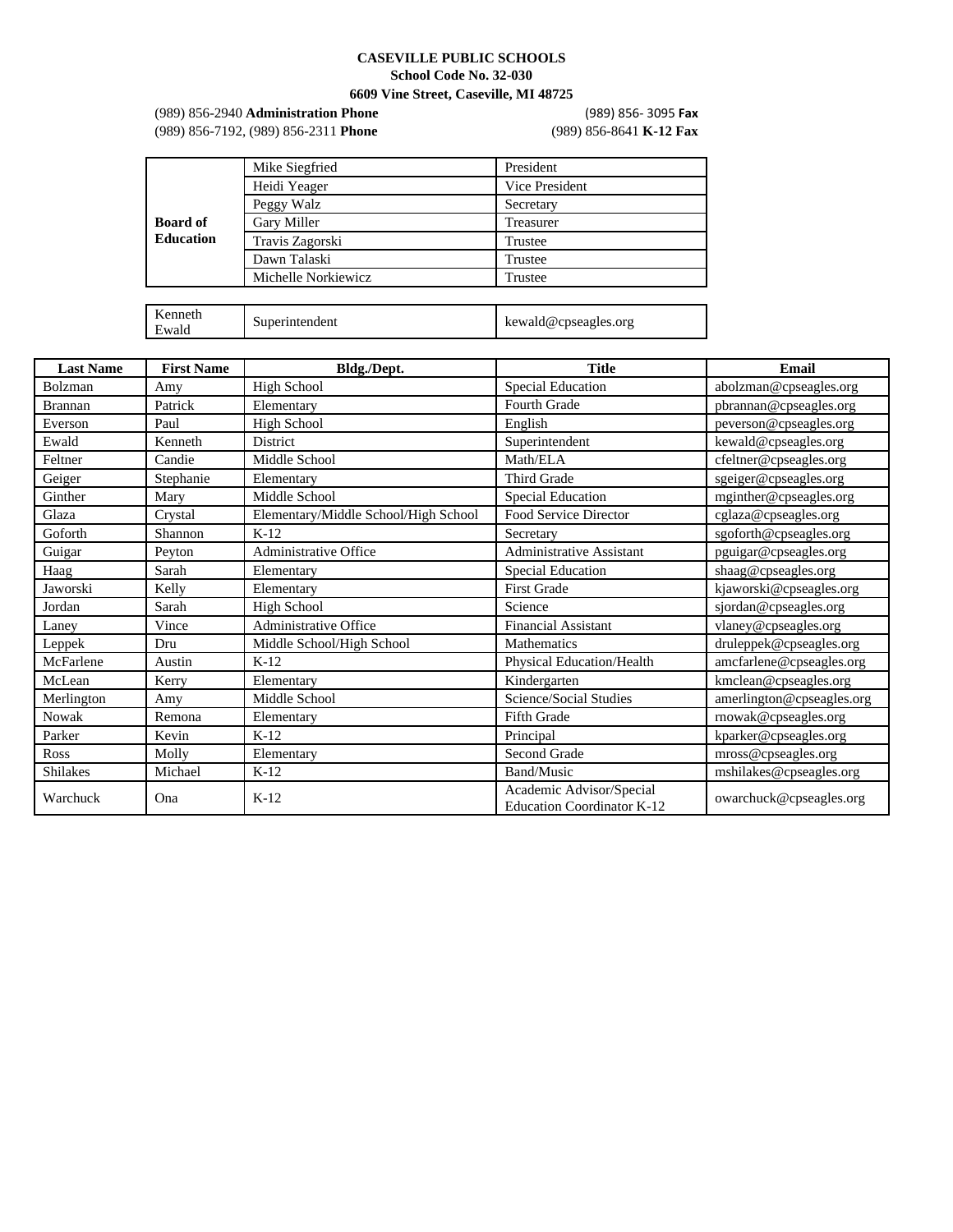**CASEVILLE PUBLIC SCHOOLS**
**School Code No. 32-030**
**6609 Vine Street, Caseville, MI 48725**

(989) 856-2940 **Administration Phone** (989) 856- 3095 **Fax**
(989) 856-7192, (989) 856-2311 **Phone** (989) 856-8641 **K-12 Fax**

| | | |
|---|---|---|
| **Board of Education** | Mike Siegfried | President |
| | Heidi Yeager | Vice President |
| | Peggy Walz | Secretary |
| | Gary Miller | Treasurer |
| | Travis Zagorski | Trustee |
| | Dawn Talaski | Trustee |
| | Michelle Norkiewicz | Trustee |

| | | |
|---|---|---|
| Kenneth Ewald | Superintendent | kewald@cpseagles.org |

| Last Name | First Name | Bldg./Dept. | Title | Email |
|---|---|---|---|---|
| Bolzman | Amy | High School | Special Education | abolzman@cpseagles.org |
| Brannan | Patrick | Elementary | Fourth Grade | pbrannan@cpseagles.org |
| Everson | Paul | High School | English | peverson@cpseagles.org |
| Ewald | Kenneth | District | Superintendent | kewald@cpseagles.org |
| Feltner | Candie | Middle School | Math/ELA | cfeltner@cpseagles.org |
| Geiger | Stephanie | Elementary | Third Grade | sgeiger@cpseagles.org |
| Ginther | Mary | Middle School | Special Education | mginther@cpseagles.org |
| Glaza | Crystal | Elementary/Middle School/High School | Food Service Director | cglaza@cpseagles.org |
| Goforth | Shannon | K-12 | Secretary | sgoforth@cpseagles.org |
| Guigar | Peyton | Administrative Office | Administrative Assistant | pguigar@cpseagles.org |
| Haag | Sarah | Elementary | Special Education | shaag@cpseagles.org |
| Jaworski | Kelly | Elementary | First Grade | kjaworski@cpseagles.org |
| Jordan | Sarah | High School | Science | sjordan@cpseagles.org |
| Laney | Vince | Administrative Office | Financial Assistant | vlaney@cpseagles.org |
| Leppek | Dru | Middle School/High School | Mathematics | druleppek@cpseagles.org |
| McFarlene | Austin | K-12 | Physical Education/Health | amcfarlene@cpseagles.org |
| McLean | Kerry | Elementary | Kindergarten | kmclean@cpseagles.org |
| Merlington | Amy | Middle School | Science/Social Studies | amerlington@cpseagles.org |
| Nowak | Remona | Elementary | Fifth Grade | rnowak@cpseagles.org |
| Parker | Kevin | K-12 | Principal | kparker@cpseagles.org |
| Ross | Molly | Elementary | Second Grade | mross@cpseagles.org |
| Shilakes | Michael | K-12 | Band/Music | mshilakes@cpseagles.org |
| Warchuck | Ona | K-12 | Academic Advisor/Special Education Coordinator K-12 | owarchuck@cpseagles.org |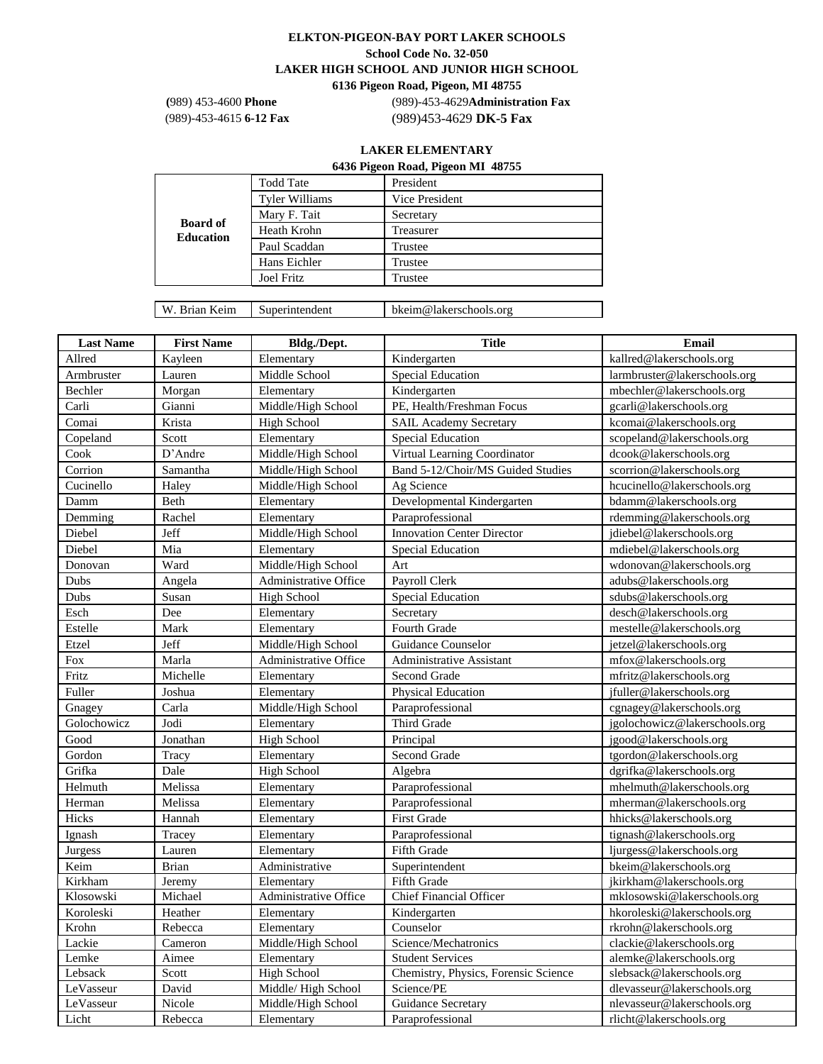**ELKTON-PIGEON-BAY PORT LAKER SCHOOLS**

**School Code No. 32-050**

**LAKER HIGH SCHOOL AND JUNIOR HIGH SCHOOL**

**6136 Pigeon Road, Pigeon, MI 48755**

**(**989) 453-4600 **Phone** (989)-453-4629**Administration Fax**

(989)-453-4615 **6-12 Fax** (989)453-4629 **DK-5 Fax**

**LAKER ELEMENTARY**

**6436 Pigeon Road, Pigeon MI 48755**

| | | |
|---|---|---|
| **Board of Education** | Todd Tate | President |
| | Tyler Williams | Vice President |
| | Mary F. Tait | Secretary |
| | Heath Krohn | Treasurer |
| | Paul Scaddan | Trustee |
| | Hans Eichler | Trustee |
| | Joel Fritz | Trustee |

| | | |
|---|---|---|
| W. Brian Keim | Superintendent | bkeim@lakerschools.org |

| Last Name | First Name | Bldg./Dept. | Title | Email |
|---|---|---|---|---|
| Allred | Kayleen | Elementary | Kindergarten | kallred@lakerschools.org |
| Armbruster | Lauren | Middle School | Special Education | larmbruster@lakerschools.org |
| Bechler | Morgan | Elementary | Kindergarten | mbechler@lakerschools.org |
| Carli | Gianni | Middle/High School | PE, Health/Freshman Focus | gcarli@lakerschools.org |
| Comai | Krista | High School | SAIL Academy Secretary | kcomai@lakerschools.org |
| Copeland | Scott | Elementary | Special Education | scopeland@lakerschools.org |
| Cook | D'Andre | Middle/High School | Virtual Learning Coordinator | dcook@lakerschools.org |
| Corrion | Samantha | Middle/High School | Band 5-12/Choir/MS Guided Studies | scorrion@lakerschools.org |
| Cucinello | Haley | Middle/High School | Ag Science | hcucinello@lakerschools.org |
| Damm | Beth | Elementary | Developmental Kindergarten | bdamm@lakerschools.org |
| Demming | Rachel | Elementary | Paraprofessional | rdemming@lakerschools.org |
| Diebel | Jeff | Middle/High School | Innovation Center Director | jdiebel@lakerschools.org |
| Diebel | Mia | Elementary | Special Education | mdiebel@lakerschools.org |
| Donovan | Ward | Middle/High School | Art | wdonovan@lakerschools.org |
| Dubs | Angela | Administrative Office | Payroll Clerk | adubs@lakerschools.org |
| Dubs | Susan | High School | Special Education | sdubs@lakerschools.org |
| Esch | Dee | Elementary | Secretary | desch@lakerschools.org |
| Estelle | Mark | Elementary | Fourth Grade | mestelle@lakerschools.org |
| Etzel | Jeff | Middle/High School | Guidance Counselor | jetzel@lakerschools.org |
| Fox | Marla | Administrative Office | Administrative Assistant | mfox@lakerschools.org |
| Fritz | Michelle | Elementary | Second Grade | mfritz@lakerschools.org |
| Fuller | Joshua | Elementary | Physical Education | jfuller@lakerschools.org |
| Gnagey | Carla | Middle/High School | Paraprofessional | cgnagey@lakerschools.org |
| Golochowicz | Jodi | Elementary | Third Grade | jgolochowicz@lakerschools.org |
| Good | Jonathan | High School | Principal | jgood@lakerschools.org |
| Gordon | Tracy | Elementary | Second Grade | tgordon@lakerschools.org |
| Grifka | Dale | High School | Algebra | dgrifka@lakerschools.org |
| Helmuth | Melissa | Elementary | Paraprofessional | mhelmuth@lakerschools.org |
| Herman | Melissa | Elementary | Paraprofessional | mherman@lakerschools.org |
| Hicks | Hannah | Elementary | First Grade | hhicks@lakerschools.org |
| Ignash | Tracey | Elementary | Paraprofessional | tignash@lakerschools.org |
| Jurgess | Lauren | Elementary | Fifth Grade | ljurgess@lakerschools.org |
| Keim | Brian | Administrative | Superintendent | bkeim@lakerschools.org |
| Kirkham | Jeremy | Elementary | Fifth Grade | jkirkham@lakerschools.org |
| Klosowski | Michael | Administrative Office | Chief Financial Officer | mklosowski@lakerschools.org |
| Koroleski | Heather | Elementary | Kindergarten | hkoroleski@lakerschools.org |
| Krohn | Rebecca | Elementary | Counselor | rkrohn@lakerschools.org |
| Lackie | Cameron | Middle/High School | Science/Mechatronics | clackie@lakerschools.org |
| Lemke | Aimee | Elementary | Student Services | alemke@lakerschools.org |
| Lebsack | Scott | High School | Chemistry, Physics, Forensic Science | slebsack@lakerschools.org |
| LeVasseur | David | Middle/ High School | Science/PE | dlevasseur@lakerschools.org |
| LeVasseur | Nicole | Middle/High School | Guidance Secretary | nlevasseur@lakerschools.org |
| Licht | Rebecca | Elementary | Paraprofessional | rlicht@lakerschools.org |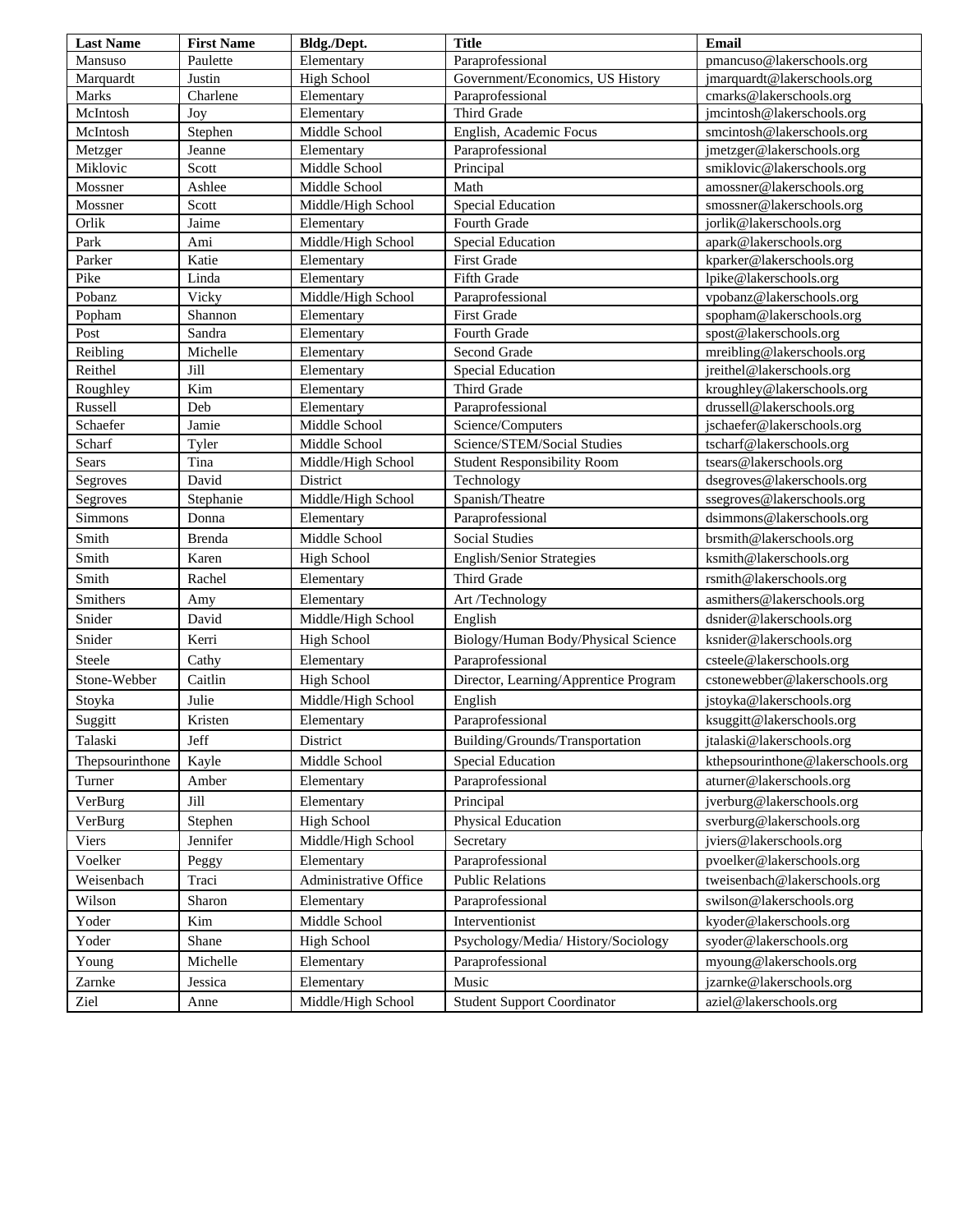| Last Name | First Name | Bldg./Dept. | Title | Email |
|---|---|---|---|---|
| Mansuso | Paulette | Elementary | Paraprofessional | pmancuso@lakerschools.org |
| Marquardt | Justin | High School | Government/Economics, US History | jmarquardt@lakerschools.org |
| Marks | Charlene | Elementary | Paraprofessional | cmarks@lakerschools.org |
| McIntosh | Joy | Elementary | Third Grade | jmcintosh@lakerschools.org |
| McIntosh | Stephen | Middle School | English, Academic Focus | smcintosh@lakerschools.org |
| Metzger | Jeanne | Elementary | Paraprofessional | jmetzger@lakerschools.org |
| Miklovic | Scott | Middle School | Principal | smiklovic@lakerschools.org |
| Mossner | Ashlee | Middle School | Math | amossner@lakerschools.org |
| Mossner | Scott | Middle/High School | Special Education | smossner@lakerschools.org |
| Orlik | Jaime | Elementary | Fourth Grade | jorlik@lakerschools.org |
| Park | Ami | Middle/High School | Special Education | apark@lakerschools.org |
| Parker | Katie | Elementary | First Grade | kparker@lakerschools.org |
| Pike | Linda | Elementary | Fifth Grade | lpike@lakerschools.org |
| Pobanz | Vicky | Middle/High School | Paraprofessional | vpobanz@lakerschools.org |
| Popham | Shannon | Elementary | First Grade | spopham@lakerschools.org |
| Post | Sandra | Elementary | Fourth Grade | spost@lakerschools.org |
| Reibling | Michelle | Elementary | Second Grade | mreibling@lakerschools.org |
| Reithel | Jill | Elementary | Special Education | jreithel@lakerschools.org |
| Roughley | Kim | Elementary | Third Grade | kroughley@lakerschools.org |
| Russell | Deb | Elementary | Paraprofessional | drussell@lakerschools.org |
| Schaefer | Jamie | Middle School | Science/Computers | jschaefer@lakerschools.org |
| Scharf | Tyler | Middle School | Science/STEM/Social Studies | tscharf@lakerschools.org |
| Sears | Tina | Middle/High School | Student Responsibility Room | tsears@lakerschools.org |
| Segroves | David | District | Technology | dsegroves@lakerschools.org |
| Segroves | Stephanie | Middle/High School | Spanish/Theatre | ssegroves@lakerschools.org |
| Simmons | Donna | Elementary | Paraprofessional | dsimmons@lakerschools.org |
| Smith | Brenda | Middle School | Social Studies | brsmith@lakerschools.org |
| Smith | Karen | High School | English/Senior Strategies | ksmith@lakerschools.org |
| Smith | Rachel | Elementary | Third Grade | rsmith@lakerschools.org |
| Smithers | Amy | Elementary | Art /Technology | asmithers@lakerschools.org |
| Snider | David | Middle/High School | English | dsnider@lakerschools.org |
| Snider | Kerri | High School | Biology/Human Body/Physical Science | ksnider@lakerschools.org |
| Steele | Cathy | Elementary | Paraprofessional | csteele@lakerschools.org |
| Stone-Webber | Caitlin | High School | Director, Learning/Apprentice Program | cstonewebber@lakerschools.org |
| Stoyka | Julie | Middle/High School | English | jstoyka@lakerschools.org |
| Suggitt | Kristen | Elementary | Paraprofessional | ksuggitt@lakerschools.org |
| Talaski | Jeff | District | Building/Grounds/Transportation | jtalaski@lakerschools.org |
| Thepsourinthone | Kayle | Middle School | Special Education | kthepsourinthone@lakerschools.org |
| Turner | Amber | Elementary | Paraprofessional | aturner@lakerschools.org |
| VerBurg | Jill | Elementary | Principal | jverburg@lakerschools.org |
| VerBurg | Stephen | High School | Physical Education | sverburg@lakerschools.org |
| Viers | Jennifer | Middle/High School | Secretary | jviers@lakerschools.org |
| Voelker | Peggy | Elementary | Paraprofessional | pvoelker@lakerschools.org |
| Weisenbach | Traci | Administrative Office | Public Relations | tweisenbach@lakerschools.org |
| Wilson | Sharon | Elementary | Paraprofessional | swilson@lakerschools.org |
| Yoder | Kim | Middle School | Interventionist | kyoder@lakerschools.org |
| Yoder | Shane | High School | Psychology/Media/ History/Sociology | syoder@lakerschools.org |
| Young | Michelle | Elementary | Paraprofessional | myoung@lakerschools.org |
| Zarnke | Jessica | Elementary | Music | jzarnke@lakerschools.org |
| Ziel | Anne | Middle/High School | Student Support Coordinator | aziel@lakerschools.org |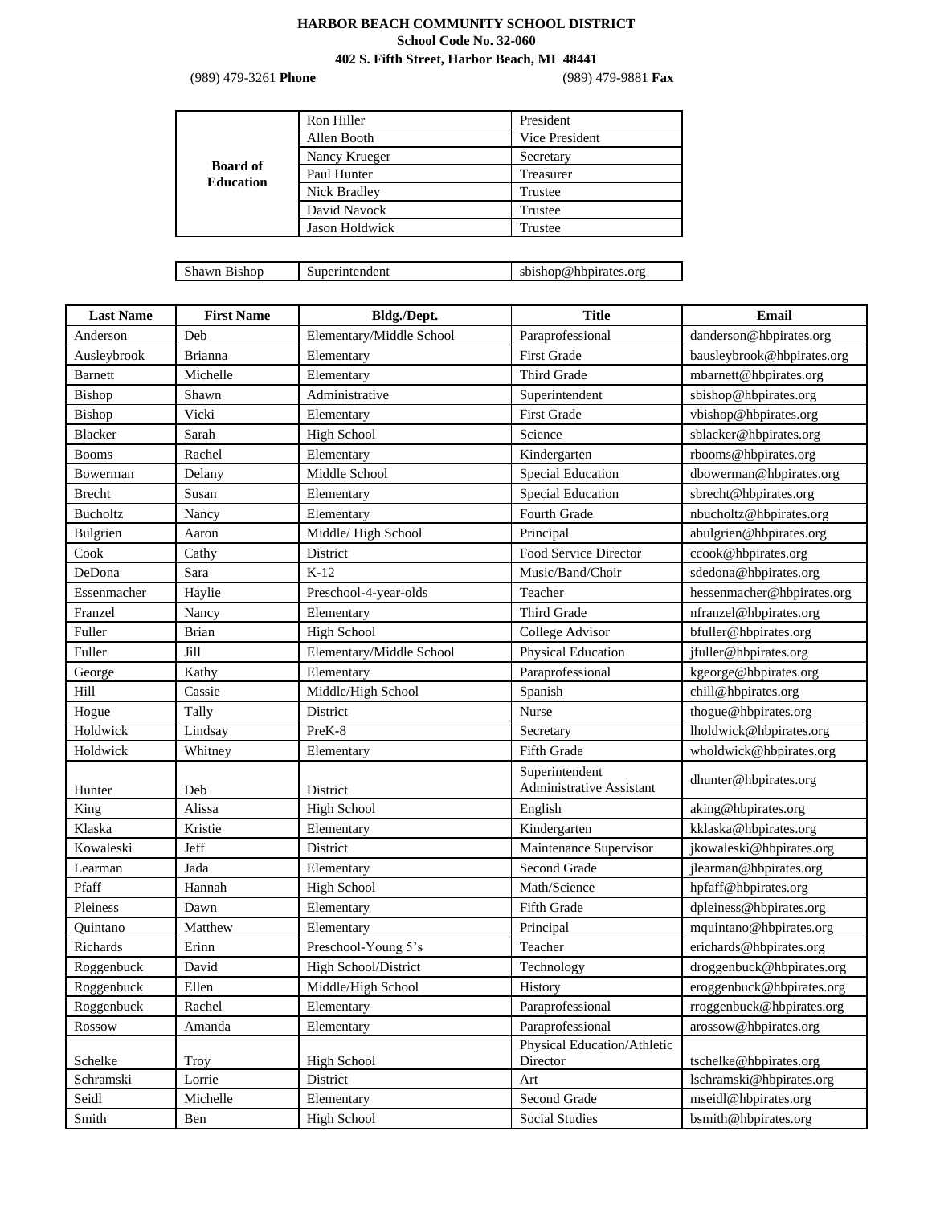**HARBOR BEACH COMMUNITY SCHOOL DISTRICT**
**School Code No. 32-060**
**402 S. Fifth Street, Harbor Beach, MI 48441**

(989) 479-3261 **Phone** (989) 479-9881 **Fax**

| Board of Education | | |
|---|---|---|
| | Ron Hiller | President |
| | Allen Booth | Vice President |
| | Nancy Krueger | Secretary |
| | Paul Hunter | Treasurer |
| | Nick Bradley | Trustee |
| | David Navock | Trustee |
| | Jason Holdwick | Trustee |

| Shawn Bishop | Superintendent | sbishop@hbpirates.org |
|---|---|---|

| Last Name | First Name | Bldg./Dept. | Title | Email |
|---|---|---|---|---|
| Anderson | Deb | Elementary/Middle School | Paraprofessional | danderson@hbpirates.org |
| Ausleybrook | Brianna | Elementary | First Grade | bausleybrook@hbpirates.org |
| Barnett | Michelle | Elementary | Third Grade | mbarnett@hbpirates.org |
| Bishop | Shawn | Administrative | Superintendent | sbishop@hbpirates.org |
| Bishop | Vicki | Elementary | First Grade | vbishop@hbpirates.org |
| Blacker | Sarah | High School | Science | sblacker@hbpirates.org |
| Booms | Rachel | Elementary | Kindergarten | rbooms@hbpirates.org |
| Bowerman | Delany | Middle School | Special Education | dbowerman@hbpirates.org |
| Brecht | Susan | Elementary | Special Education | sbrecht@hbpirates.org |
| Bucholtz | Nancy | Elementary | Fourth Grade | nbucholtz@hbpirates.org |
| Bulgrien | Aaron | Middle/ High School | Principal | abulgrien@hbpirates.org |
| Cook | Cathy | District | Food Service Director | ccook@hbpirates.org |
| DeDona | Sara | K-12 | Music/Band/Choir | sdedona@hbpirates.org |
| Essenmacher | Haylie | Preschool-4-year-olds | Teacher | hessenmacher@hbpirates.org |
| Franzel | Nancy | Elementary | Third Grade | nfranzel@hbpirates.org |
| Fuller | Brian | High School | College Advisor | bfuller@hbpirates.org |
| Fuller | Jill | Elementary/Middle School | Physical Education | jfuller@hbpirates.org |
| George | Kathy | Elementary | Paraprofessional | kgeorge@hbpirates.org |
| Hill | Cassie | Middle/High School | Spanish | chill@hbpirates.org |
| Hogue | Tally | District | Nurse | thogue@hbpirates.org |
| Holdwick | Lindsay | PreK-8 | Secretary | lholdwick@hbpirates.org |
| Holdwick | Whitney | Elementary | Fifth Grade | wholdwick@hbpirates.org |
| Hunter | Deb | District | Superintendent Administrative Assistant | dhunter@hbpirates.org |
| King | Alissa | High School | English | aking@hbpirates.org |
| Klaska | Kristie | Elementary | Kindergarten | kklaska@hbpirates.org |
| Kowaleski | Jeff | District | Maintenance Supervisor | jkowaleski@hbpirates.org |
| Learman | Jada | Elementary | Second Grade | jlearman@hbpirates.org |
| Pfaff | Hannah | High School | Math/Science | hpfaff@hbpirates.org |
| Pleiness | Dawn | Elementary | Fifth Grade | dpleiness@hbpirates.org |
| Quintano | Matthew | Elementary | Principal | mquintano@hbpirates.org |
| Richards | Erinn | Preschool-Young 5's | Teacher | erichards@hbpirates.org |
| Roggenbuck | David | High School/District | Technology | droggenbuck@hbpirates.org |
| Roggenbuck | Ellen | Middle/High School | History | eroggenbuck@hbpirates.org |
| Roggenbuck | Rachel | Elementary | Paraprofessional | rroggenbuck@hbpirates.org |
| Rossow | Amanda | Elementary | Paraprofessional | arossow@hbpirates.org |
| Schelke | Troy | High School | Physical Education/Athletic Director | tschelke@hbpirates.org |
| Schramski | Lorrie | District | Art | lschramski@hbpirates.org |
| Seidl | Michelle | Elementary | Second Grade | mseidl@hbpirates.org |
| Smith | Ben | High School | Social Studies | bsmith@hbpirates.org |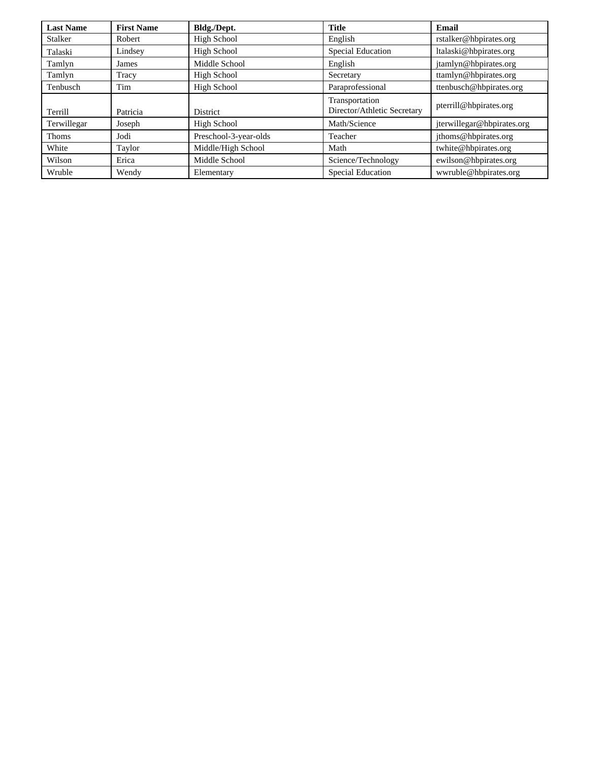| Last Name | First Name | Bldg./Dept. | Title | Email |
| --- | --- | --- | --- | --- |
| Stalker | Robert | High School | English | rstalker@hbpirates.org |
| Talaski | Lindsey | High School | Special Education | ltalaski@hbpirates.org |
| Tamlyn | James | Middle School | English | jtamlyn@hbpirates.org |
| Tamlyn | Tracy | High School | Secretary | ttamlyn@hbpirates.org |
| Tenbusch | Tim | High School | Paraprofessional | ttenbusch@hbpirates.org |
| Terrill | Patricia | District | Transportation Director/Athletic Secretary | pterrill@hbpirates.org |
| Terwillegar | Joseph | High School | Math/Science | jterwillegar@hbpirates.org |
| Thoms | Jodi | Preschool-3-year-olds | Teacher | jthoms@hbpirates.org |
| White | Taylor | Middle/High School | Math | twhite@hbpirates.org |
| Wilson | Erica | Middle School | Science/Technology | ewilson@hbpirates.org |
| Wruble | Wendy | Elementary | Special Education | wwruble@hbpirates.org |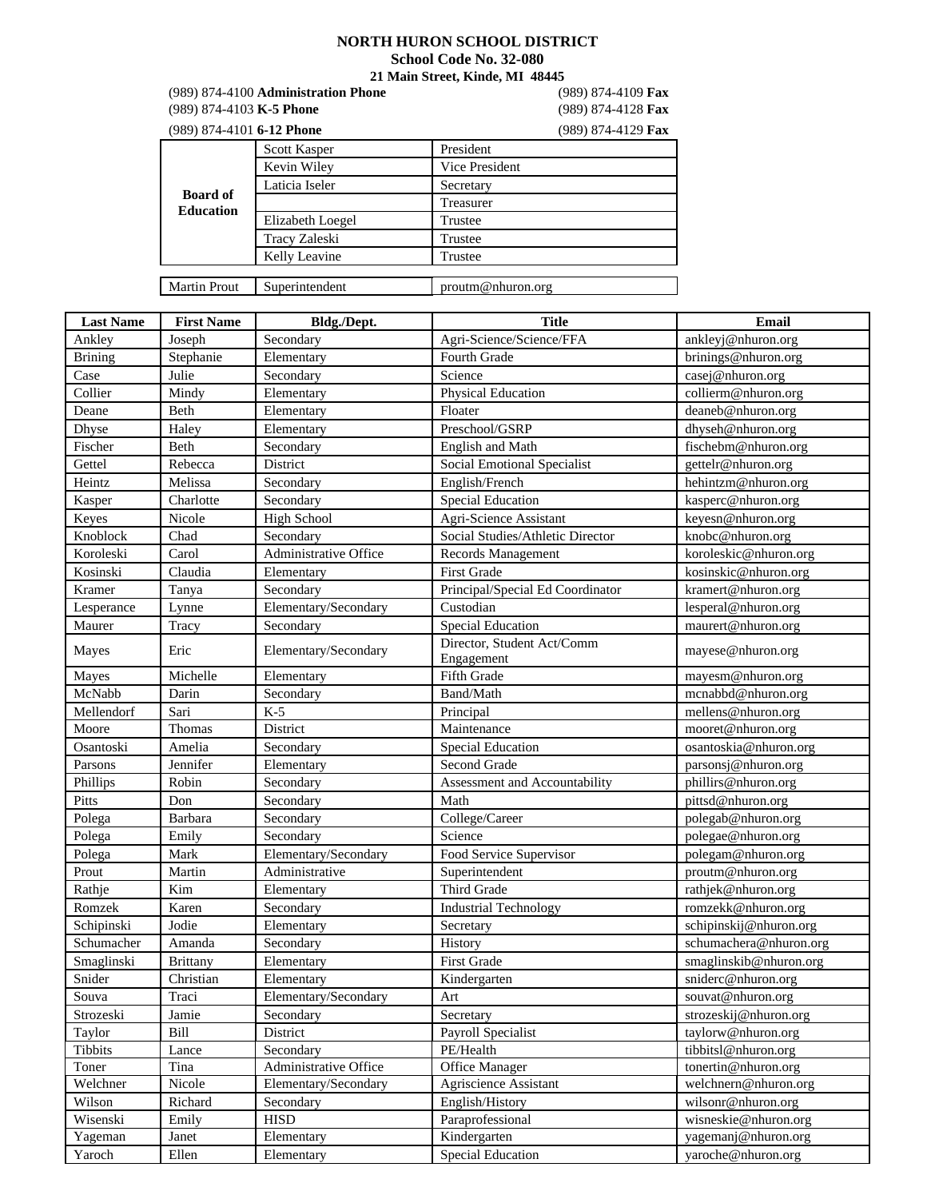**NORTH HURON SCHOOL DISTRICT**
**School Code No. 32-080**
**21 Main Street, Kinde, MI 48445**

(989) 874-4100 **Administration Phone** (989) 874-4109 **Fax**
(989) 874-4103 **K-5 Phone** (989) 874-4128 **Fax**
(989) 874-4101 **6-12 Phone** (989) 874-4129 **Fax**

| | | |
|---|---|---|
| **Board of Education** | Scott Kasper | President |
| | Kevin Wiley | Vice President |
| | Laticia Iseler | Secretary |
| | | Treasurer |
| | Elizabeth Loegel | Trustee |
| | Tracy Zaleski | Trustee |
| | Kelly Leavine | Trustee |

| | | |
|---|---|---|
| Martin Prout | Superintendent | proutm@nhuron.org |

| Last Name | First Name | Bldg./Dept. | Title | Email |
|---|---|---|---|---|
| Ankley | Joseph | Secondary | Agri-Science/Science/FFA | ankleyj@nhuron.org |
| Brining | Stephanie | Elementary | Fourth Grade | brinings@nhuron.org |
| Case | Julie | Secondary | Science | casej@nhuron.org |
| Collier | Mindy | Elementary | Physical Education | collierm@nhuron.org |
| Deane | Beth | Elementary | Floater | deaneb@nhuron.org |
| Dhyse | Haley | Elementary | Preschool/GSRP | dhyseh@nhuron.org |
| Fischer | Beth | Secondary | English and Math | fischebm@nhuron.org |
| Gettel | Rebecca | District | Social Emotional Specialist | gettelr@nhuron.org |
| Heintz | Melissa | Secondary | English/French | hehintzm@nhuron.org |
| Kasper | Charlotte | Secondary | Special Education | kasperc@nhuron.org |
| Keyes | Nicole | High School | Agri-Science Assistant | keyesn@nhuron.org |
| Knoblock | Chad | Secondary | Social Studies/Athletic Director | knobc@nhuron.org |
| Koroleski | Carol | Administrative Office | Records Management | koroleskic@nhuron.org |
| Kosinski | Claudia | Elementary | First Grade | kosinskic@nhuron.org |
| Kramer | Tanya | Secondary | Principal/Special Ed Coordinator | kramert@nhuron.org |
| Lesperance | Lynne | Elementary/Secondary | Custodian | lesperal@nhuron.org |
| Maurer | Tracy | Secondary | Special Education | maurert@nhuron.org |
| Mayes | Eric | Elementary/Secondary | Director, Student Act/Comm Engagement | mayese@nhuron.org |
| Mayes | Michelle | Elementary | Fifth Grade | mayesm@nhuron.org |
| McNabb | Darin | Secondary | Band/Math | mcnabbd@nhuron.org |
| Mellendorf | Sari | K-5 | Principal | mellens@nhuron.org |
| Moore | Thomas | District | Maintenance | mooret@nhuron.org |
| Osantoski | Amelia | Secondary | Special Education | osantoskia@nhuron.org |
| Parsons | Jennifer | Elementary | Second Grade | parsonsj@nhuron.org |
| Phillips | Robin | Secondary | Assessment and Accountability | phillirs@nhuron.org |
| Pitts | Don | Secondary | Math | pittsd@nhuron.org |
| Polega | Barbara | Secondary | College/Career | polegab@nhuron.org |
| Polega | Emily | Secondary | Science | polegae@nhuron.org |
| Polega | Mark | Elementary/Secondary | Food Service Supervisor | polegam@nhuron.org |
| Prout | Martin | Administrative | Superintendent | proutm@nhuron.org |
| Rathje | Kim | Elementary | Third Grade | rathjek@nhuron.org |
| Romzek | Karen | Secondary | Industrial Technology | romzekk@nhuron.org |
| Schipinski | Jodie | Elementary | Secretary | schipinskij@nhuron.org |
| Schumacher | Amanda | Secondary | History | schumachera@nhuron.org |
| Smaglinski | Brittany | Elementary | First Grade | smaglinskib@nhuron.org |
| Snider | Christian | Elementary | Kindergarten | sniderc@nhuron.org |
| Souva | Traci | Elementary/Secondary | Art | souvat@nhuron.org |
| Strozeski | Jamie | Secondary | Secretary | strozeskij@nhuron.org |
| Taylor | Bill | District | Payroll Specialist | taylorw@nhuron.org |
| Tibbits | Lance | Secondary | PE/Health | tibbitsl@nhuron.org |
| Toner | Tina | Administrative Office | Office Manager | tonertin@nhuron.org |
| Welchner | Nicole | Elementary/Secondary | Agriscience Assistant | welchnern@nhuron.org |
| Wilson | Richard | Secondary | English/History | wilsonr@nhuron.org |
| Wisenski | Emily | HISD | Paraprofessional | wisneskie@nhuron.org |
| Yageman | Janet | Elementary | Kindergarten | yagemanj@nhuron.org |
| Yaroch | Ellen | Elementary | Special Education | yaroche@nhuron.org |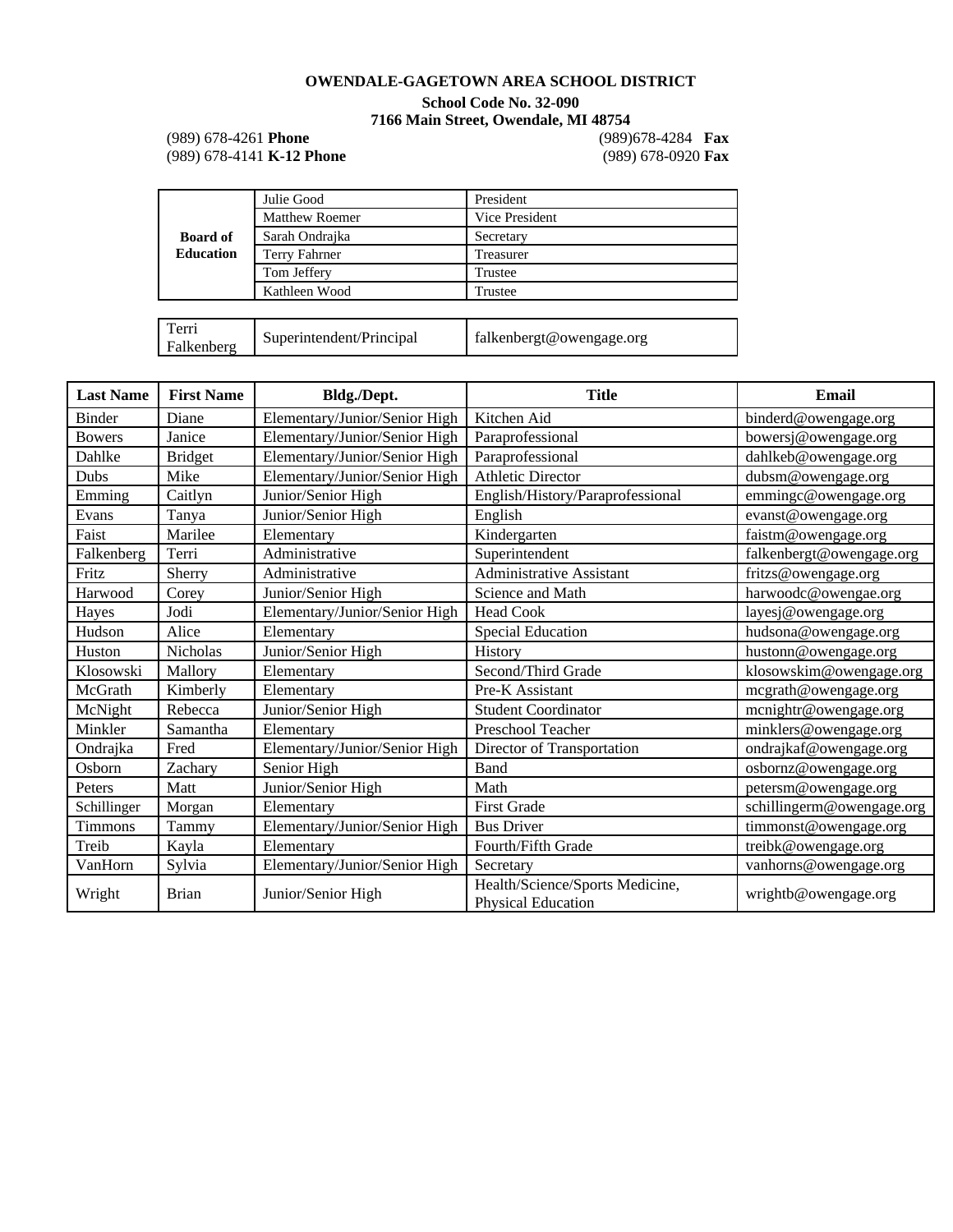**OWENDALE-GAGETOWN AREA SCHOOL DISTRICT**

**School Code No. 32-090**

**7166 Main Street, Owendale, MI 48754**

(989) 678-4261 **Phone** (989)678-4284 **Fax**

(989) 678-4141 **K-12 Phone** (989) 678-0920 **Fax**

| | | |
|---|---|---|
| **Board of Education** | Julie Good | President |
| | Matthew Roemer | Vice President |
| | Sarah Ondrajka | Secretary |
| | Terry Fahrner | Treasurer |
| | Tom Jeffery | Trustee |
| | Kathleen Wood | Trustee |

| | | |
|---|---|---|
| Terri Falkenberg | Superintendent/Principal | falkenbergt@owengage.org |

| Last Name | First Name | Bldg./Dept. | Title | Email |
|---|---|---|---|---|
| Binder | Diane | Elementary/Junior/Senior High | Kitchen Aid | binderd@owengage.org |
| Bowers | Janice | Elementary/Junior/Senior High | Paraprofessional | bowersj@owengage.org |
| Dahlke | Bridget | Elementary/Junior/Senior High | Paraprofessional | dahlkeb@owengage.org |
| Dubs | Mike | Elementary/Junior/Senior High | Athletic Director | dubsm@owengage.org |
| Emming | Caitlyn | Junior/Senior High | English/History/Paraprofessional | emmingc@owengage.org |
| Evans | Tanya | Junior/Senior High | English | evanst@owengage.org |
| Faist | Marilee | Elementary | Kindergarten | faistm@owengage.org |
| Falkenberg | Terri | Administrative | Superintendent | falkenbergt@owengage.org |
| Fritz | Sherry | Administrative | Administrative Assistant | fritzs@owengage.org |
| Harwood | Corey | Junior/Senior High | Science and Math | harwoodc@owengae.org |
| Hayes | Jodi | Elementary/Junior/Senior High | Head Cook | layesj@owengage.org |
| Hudson | Alice | Elementary | Special Education | hudsona@owengage.org |
| Huston | Nicholas | Junior/Senior High | History | hustonn@owengage.org |
| Klosowski | Mallory | Elementary | Second/Third Grade | klosowskim@owengage.org |
| McGrath | Kimberly | Elementary | Pre-K Assistant | mcgrath@owengage.org |
| McNight | Rebecca | Junior/Senior High | Student Coordinator | mcnightr@owengage.org |
| Minkler | Samantha | Elementary | Preschool Teacher | minklers@owengage.org |
| Ondrajka | Fred | Elementary/Junior/Senior High | Director of Transportation | ondrajkaf@owengage.org |
| Osborn | Zachary | Senior High | Band | osbornz@owengage.org |
| Peters | Matt | Junior/Senior High | Math | petersm@owengage.org |
| Schillinger | Morgan | Elementary | First Grade | schillingerm@owengage.org |
| Timmons | Tammy | Elementary/Junior/Senior High | Bus Driver | timmonst@owengage.org |
| Treib | Kayla | Elementary | Fourth/Fifth Grade | treibk@owengage.org |
| VanHorn | Sylvia | Elementary/Junior/Senior High | Secretary | vanhorns@owengage.org |
| Wright | Brian | Junior/Senior High | Health/Science/Sports Medicine, Physical Education | wrightb@owengage.org |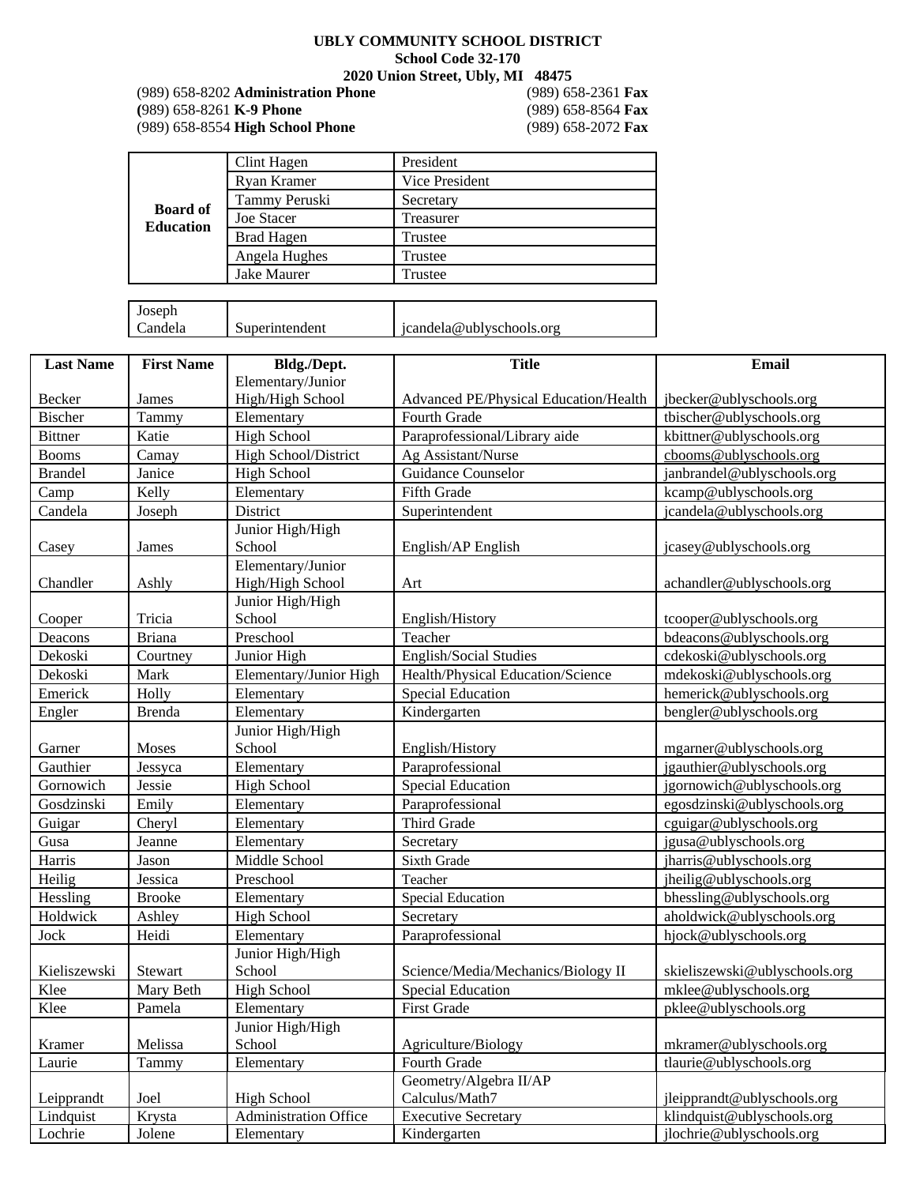**UBLY COMMUNITY SCHOOL DISTRICT**
**School Code 32-170**
**2020 Union Street, Ubly, MI 48475**

(989) 658-8202 **Administration Phone** (989) 658-2361 **Fax**
(989) 658-8261 **K-9 Phone** (989) 658-8564 **Fax**
(989) 658-8554 **High School Phone** (989) 658-2072 **Fax**

| | | |
|---|---|---|
| **Board of Education** | Clint Hagen | President |
| | Ryan Kramer | Vice President |
| | Tammy Peruski | Secretary |
| | Joe Stacer | Treasurer |
| | Brad Hagen | Trustee |
| | Angela Hughes | Trustee |
| | Jake Maurer | Trustee |

| | | |
|---|---|---|
| Joseph Candela | Superintendent | jcandela@ublyschools.org |

| Last Name | First Name | Bldg./Dept. | Title | Email |
|---|---|---|---|---|
| Becker | James | Elementary/Junior High/High School | Advanced PE/Physical Education/Health | jbecker@ublyschools.org |
| Bischer | Tammy | Elementary | Fourth Grade | tbischer@ublyschools.org |
| Bittner | Katie | High School | Paraprofessional/Library aide | kbittner@ublyschools.org |
| Booms | Camay | High School/District | Ag Assistant/Nurse | cbooms@ublyschools.org |
| Brandel | Janice | High School | Guidance Counselor | janbrandel@ublyschools.org |
| Camp | Kelly | Elementary | Fifth Grade | kcamp@ublyschools.org |
| Candela | Joseph | District | Superintendent | jcandela@ublyschools.org |
| Casey | James | Junior High/High School | English/AP English | jcasey@ublyschools.org |
| Chandler | Ashly | Elementary/Junior High/High School | Art | achandler@ublyschools.org |
| Cooper | Tricia | Junior High/High School | English/History | tcooper@ublyschools.org |
| Deacons | Briana | Preschool | Teacher | bdeacons@ublyschools.org |
| Dekoski | Courtney | Junior High | English/Social Studies | cdekoski@ublyschools.org |
| Dekoski | Mark | Elementary/Junior High | Health/Physical Education/Science | mdekoski@ublyschools.org |
| Emerick | Holly | Elementary | Special Education | hemerick@ublyschools.org |
| Engler | Brenda | Elementary | Kindergarten | bengler@ublyschools.org |
| Garner | Moses | Junior High/High School | English/History | mgarner@ublyschools.org |
| Gauthier | Jessyca | Elementary | Paraprofessional | jgauthier@ublyschools.org |
| Gornowich | Jessie | High School | Special Education | jgornowich@ublyschools.org |
| Gosdzinski | Emily | Elementary | Paraprofessional | egosdzinski@ublyschools.org |
| Guigar | Cheryl | Elementary | Third Grade | cguigar@ublyschools.org |
| Gusa | Jeanne | Elementary | Secretary | jgusa@ublyschools.org |
| Harris | Jason | Middle School | Sixth Grade | jharris@ublyschools.org |
| Heilig | Jessica | Preschool | Teacher | jheilig@ublyschools.org |
| Hessling | Brooke | Elementary | Special Education | bhessling@ublyschools.org |
| Holdwick | Ashley | High School | Secretary | aholdwick@ublyschools.org |
| Jock | Heidi | Elementary | Paraprofessional | hjock@ublyschools.org |
| Kieliszewski | Stewart | Junior High/High School | Science/Media/Mechanics/Biology II | skieliszewski@ublyschools.org |
| Klee | Mary Beth | High School | Special Education | mklee@ublyschools.org |
| Klee | Pamela | Elementary | First Grade | pklee@ublyschools.org |
| Kramer | Melissa | Junior High/High School | Agriculture/Biology | mkramer@ublyschools.org |
| Laurie | Tammy | Elementary | Fourth Grade | tlaurie@ublyschools.org |
| Leipprandt | Joel | High School | Geometry/Algebra II/AP Calculus/Math7 | jleipprandt@ublyschools.org |
| Lindquist | Krysta | Administration Office | Executive Secretary | klindquist@ublyschools.org |
| Lochrie | Jolene | Elementary | Kindergarten | jlochrie@ublyschools.org |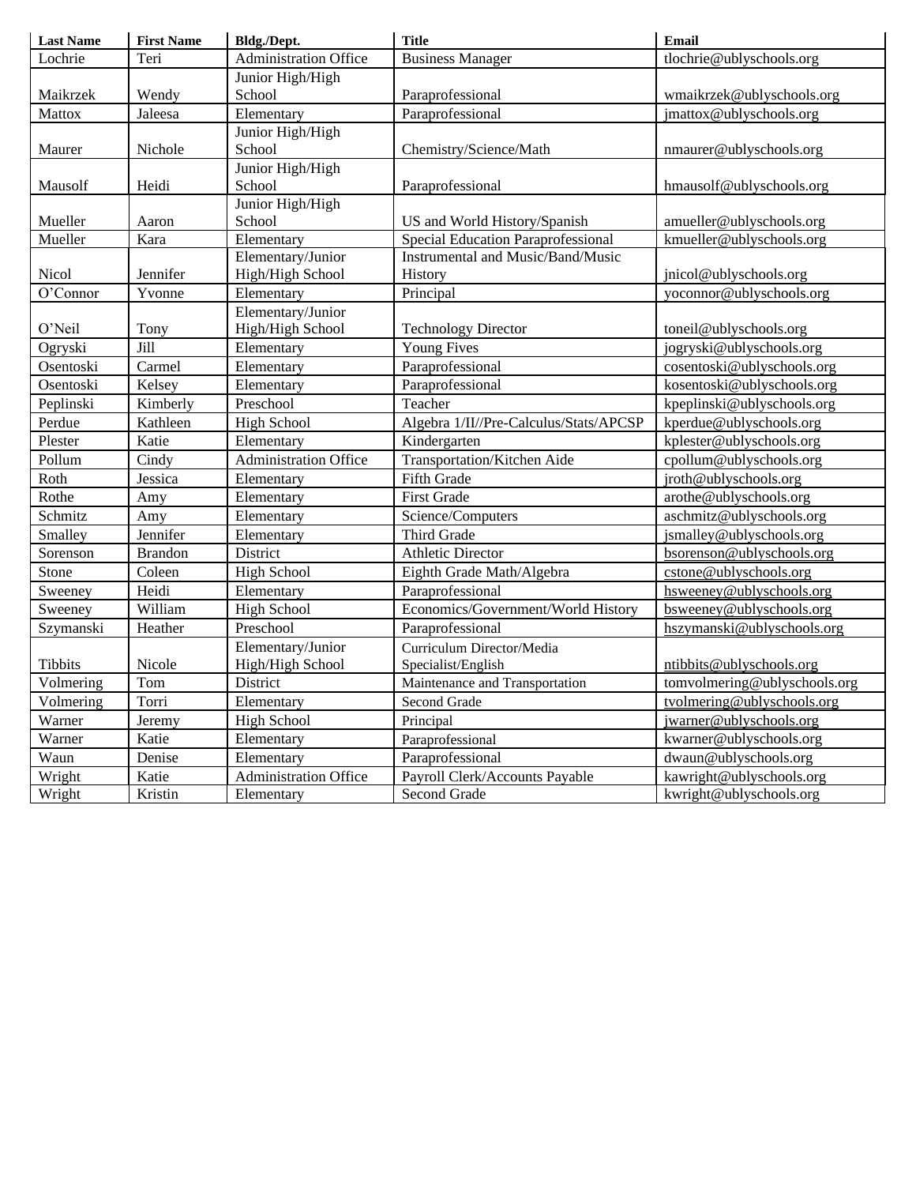| Last Name | First Name | Bldg./Dept. | Title | Email |
|---|---|---|---|---|
| Lochrie | Teri | Administration Office | Business Manager | tlochrie@ublyschools.org |
| Maikrzek | Wendy | Junior High/High School | Paraprofessional | wmaikrzek@ublyschools.org |
| Mattox | Jaleesa | Elementary | Paraprofessional | jmattox@ublyschools.org |
| Maurer | Nichole | Junior High/High School | Chemistry/Science/Math | nmaurer@ublyschools.org |
| Mausolf | Heidi | Junior High/High School | Paraprofessional | hmausolf@ublyschools.org |
| Mueller | Aaron | Junior High/High School | US and World History/Spanish | amueller@ublyschools.org |
| Mueller | Kara | Elementary | Special Education Paraprofessional | kmueller@ublyschools.org |
| Nicol | Jennifer | Elementary/Junior High/High School | Instrumental and Music/Band/Music History | jnicol@ublyschools.org |
| O'Connor | Yvonne | Elementary | Principal | yoconnor@ublyschools.org |
| O'Neil | Tony | Elementary/Junior High/High School | Technology Director | toneil@ublyschools.org |
| Ogryski | Jill | Elementary | Young Fives | jogryski@ublyschools.org |
| Osentoski | Carmel | Elementary | Paraprofessional | cosentoski@ublyschools.org |
| Osentoski | Kelsey | Elementary | Paraprofessional | kosentoski@ublyschools.org |
| Peplinski | Kimberly | Preschool | Teacher | kpeplinski@ublyschools.org |
| Perdue | Kathleen | High School | Algebra 1/II//Pre-Calculus/Stats/APCSP | kperdue@ublyschools.org |
| Plester | Katie | Elementary | Kindergarten | kplester@ublyschools.org |
| Pollum | Cindy | Administration Office | Transportation/Kitchen Aide | cpollum@ublyschools.org |
| Roth | Jessica | Elementary | Fifth Grade | jroth@ublyschools.org |
| Rothe | Amy | Elementary | First Grade | arothe@ublyschools.org |
| Schmitz | Amy | Elementary | Science/Computers | aschmitz@ublyschools.org |
| Smalley | Jennifer | Elementary | Third Grade | jsmalley@ublyschools.org |
| Sorenson | Brandon | District | Athletic Director | bsorenson@ublyschools.org |
| Stone | Coleen | High School | Eighth Grade Math/Algebra | cstone@ublyschools.org |
| Sweeney | Heidi | Elementary | Paraprofessional | hsweeney@ublyschools.org |
| Sweeney | William | High School | Economics/Government/World History | bsweeney@ublyschools.org |
| Szymanski | Heather | Preschool | Paraprofessional | hszymanski@ublyschools.org |
| Tibbits | Nicole | Elementary/Junior High/High School | Curriculum Director/Media Specialist/English | ntibbits@ublyschools.org |
| Volmering | Tom | District | Maintenance and Transportation | tomvolmering@ublyschools.org |
| Volmering | Torri | Elementary | Second Grade | tvolmering@ublyschools.org |
| Warner | Jeremy | High School | Principal | jwarner@ublyschools.org |
| Warner | Katie | Elementary | Paraprofessional | kwarner@ublyschools.org |
| Waun | Denise | Elementary | Paraprofessional | dwaun@ublyschools.org |
| Wright | Katie | Administration Office | Payroll Clerk/Accounts Payable | kawright@ublyschools.org |
| Wright | Kristin | Elementary | Second Grade | kwright@ublyschools.org |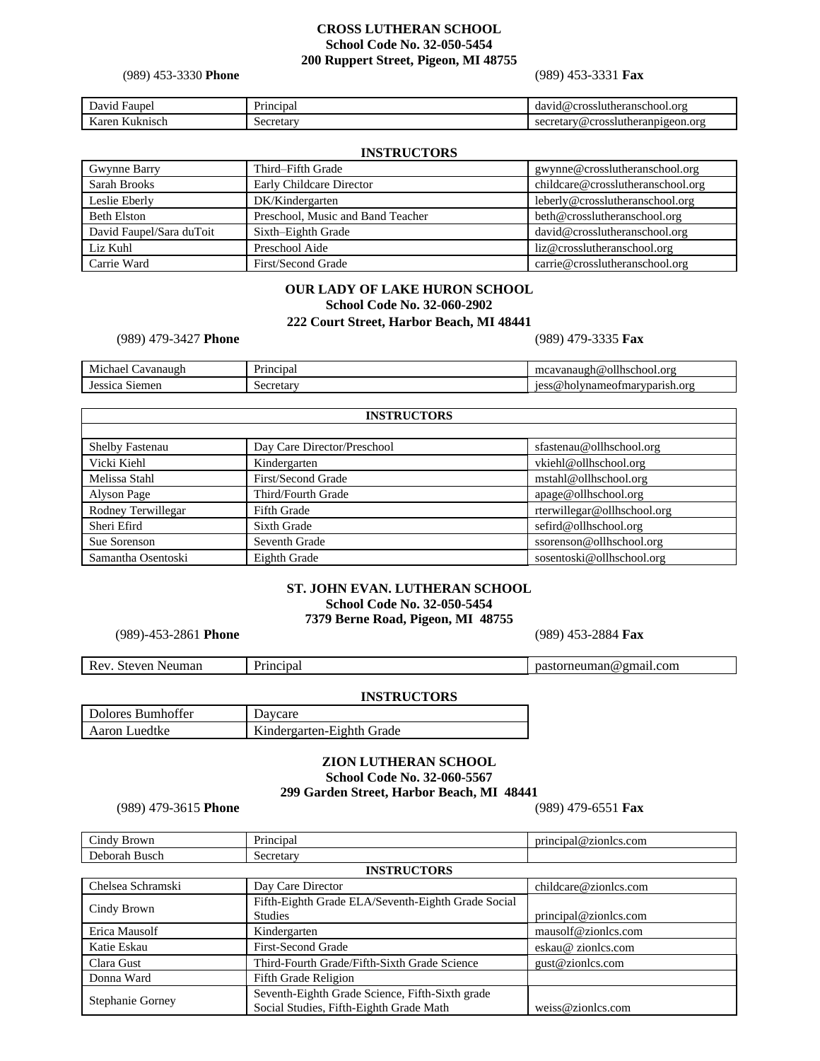**CROSS LUTHERAN SCHOOL**
**School Code No. 32-050-5454**
**200 Ruppert Street, Pigeon, MI 48755**

(989) 453-3330 **Phone** (989) 453-3331 **Fax**

| | | |
|---|---|---|
| David Faupel | Principal | david@crosslutheranschool.org |
| Karen Kuknisch | Secretary | secretary@crosslutheranpigeon.org |

**INSTRUCTORS**

| | | |
|---|---|---|
| Gwynne Barry | Third–Fifth Grade | gwynne@crosslutheranschool.org |
| Sarah Brooks | Early Childcare Director | childcare@crosslutheranschool.org |
| Leslie Eberly | DK/Kindergarten | leberly@crosslutheranschool.org |
| Beth Elston | Preschool, Music and Band Teacher | beth@crosslutheranschool.org |
| David Faupel/Sara duToit | Sixth–Eighth Grade | david@crosslutheranschool.org |
| Liz Kuhl | Preschool Aide | liz@crosslutheranschool.org |
| Carrie Ward | First/Second Grade | carrie@crosslutheranschool.org |

**OUR LADY OF LAKE HURON SCHOOL**
**School Code No. 32-060-2902**
**222 Court Street, Harbor Beach, MI 48441**

(989) 479-3427 **Phone** (989) 479-3335 **Fax**

| | | |
|---|---|---|
| Michael Cavanaugh | Principal | mcavanaugh@ollhschool.org |
| Jessica Siemen | Secretary | jess@holynameofmaryparish.org |

**INSTRUCTORS**

| | | |
|---|---|---|
| Shelby Fastenau | Day Care Director/Preschool | sfastenau@ollhschool.org |
| Vicki Kiehl | Kindergarten | vkiehl@ollhschool.org |
| Melissa Stahl | First/Second Grade | mstahl@ollhschool.org |
| Alyson Page | Third/Fourth Grade | apage@ollhschool.org |
| Rodney Terwillegar | Fifth Grade | rterwillegar@ollhschool.org |
| Sheri Efird | Sixth Grade | sefird@ollhschool.org |
| Sue Sorenson | Seventh Grade | ssorenson@ollhschool.org |
| Samantha Osentoski | Eighth Grade | sosentoski@ollhschool.org |

**ST. JOHN EVAN. LUTHERAN SCHOOL**
**School Code No. 32-050-5454**
**7379 Berne Road, Pigeon, MI 48755**

(989)-453-2861 **Phone** (989) 453-2884 **Fax**

| | | |
|---|---|---|
| Rev. Steven Neuman | Principal | pastorneuman@gmail.com |

**INSTRUCTORS**

| | |
|---|---|
| Dolores Bumhoffer | Daycare |
| Aaron Luedtke | Kindergarten-Eighth Grade |

**ZION LUTHERAN SCHOOL**
**School Code No. 32-060-5567**
**299 Garden Street, Harbor Beach, MI 48441**

(989) 479-3615 **Phone** (989) 479-6551 **Fax**

| | | |
|---|---|---|
| Cindy Brown | Principal | principal@zionlcs.com |
| Deborah Busch | Secretary | |

**INSTRUCTORS**

| | | |
|---|---|---|
| Chelsea Schramski | Day Care Director | childcare@zionlcs.com |
| Cindy Brown | Fifth-Eighth Grade ELA/Seventh-Eighth Grade Social Studies | principal@zionlcs.com |
| Erica Mausolf | Kindergarten | mausolf@zionlcs.com |
| Katie Eskau | First-Second Grade | eskau@ zionlcs.com |
| Clara Gust | Third-Fourth Grade/Fifth-Sixth Grade Science | gust@zionlcs.com |
| Donna Ward | Fifth Grade Religion | |
| Stephanie Gorney | Seventh-Eighth Grade Science, Fifth-Sixth grade Social Studies, Fifth-Eighth Grade Math | weiss@zionlcs.com |